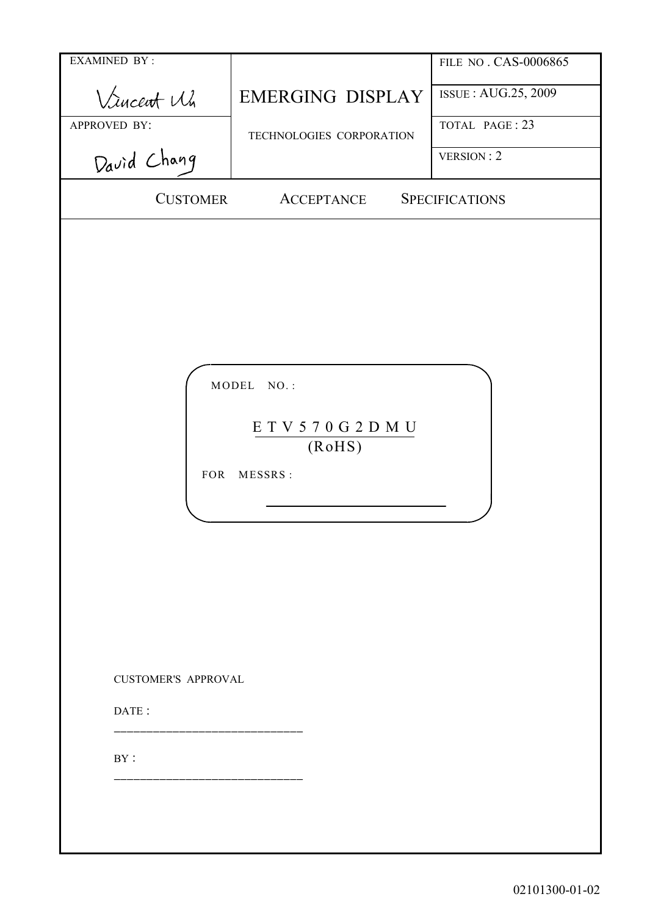| EXAMINED BY : | EMERGING DISPLAY | FILE NO . CAS-0006865 |
|---|---|---|
| Vincent Wu | | ISSUE : AUG.25, 2009 |
| APPROVED BY: | TECHNOLOGIES CORPORATION | TOTAL PAGE : 23 |
| David Chang | | VERSION : 2 |

# CUSTOMER ACCEPTANCE SPECIFICATIONS

MODEL NO. :

**ETV570G2DMU**
(RoHS)

FOR MESSRS :

______________________

CUSTOMER'S APPROVAL

DATE :

______________________

BY :

______________________

02101300-01-02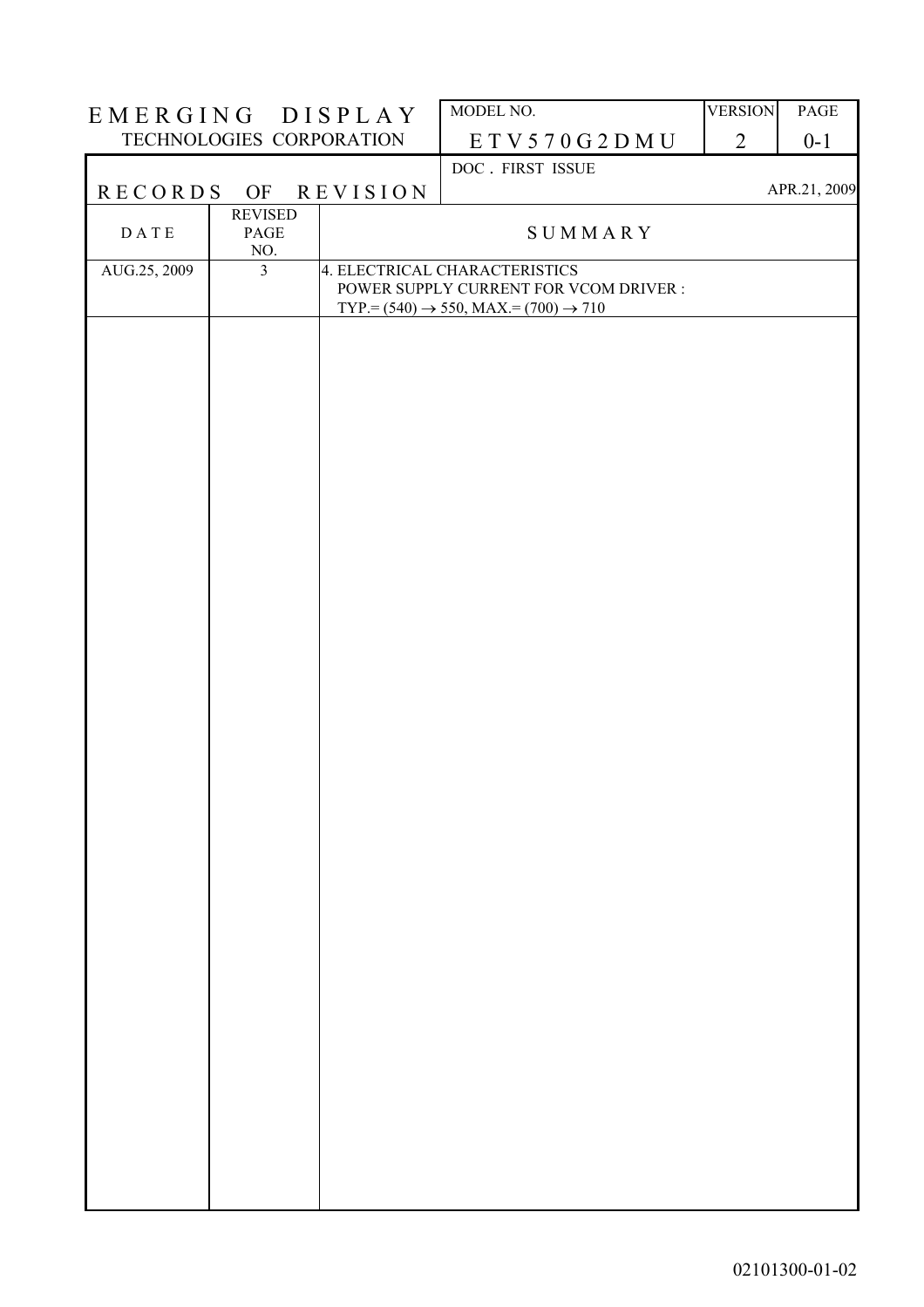| EMERGING DISPLAY TECHNOLOGIES CORPORATION | MODEL NO. ETV570G2DMU | VERSION 2 | PAGE 0-1 |
|---|---|---|---|

# RECORDS OF REVISION

DOC . FIRST ISSUE APR.21, 2009

| DATE | REVISED PAGE NO. | SUMMARY |
|---|---|---|
| AUG.25, 2009 | 3 | 4. ELECTRICAL CHARACTERISTICS<br>POWER SUPPLY CURRENT FOR VCOM DRIVER :<br>TYP.= (540) → 550, MAX.= (700) → 710 |

02101300-01-02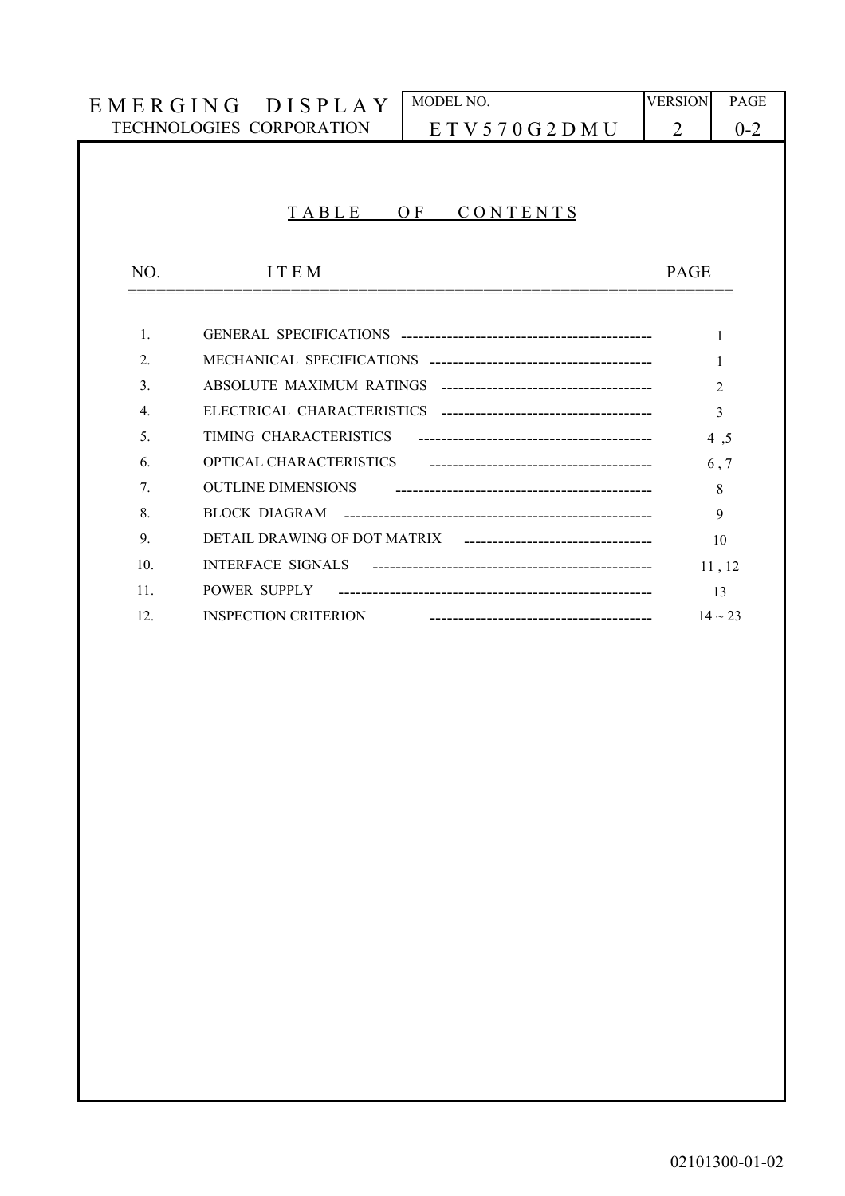# TABLE OF CONTENTS

| NO. | ITEM | PAGE |
|---|---|---|
| 1. | GENERAL SPECIFICATIONS | 1 |
| 2. | MECHANICAL SPECIFICATIONS | 1 |
| 3. | ABSOLUTE MAXIMUM RATINGS | 2 |
| 4. | ELECTRICAL CHARACTERISTICS | 3 |
| 5. | TIMING CHARACTERISTICS | 4 ,5 |
| 6. | OPTICAL CHARACTERISTICS | 6 , 7 |
| 7. | OUTLINE DIMENSIONS | 8 |
| 8. | BLOCK DIAGRAM | 9 |
| 9. | DETAIL DRAWING OF DOT MATRIX | 10 |
| 10. | INTERFACE SIGNALS | 11 , 12 |
| 11. | POWER SUPPLY | 13 |
| 12. | INSPECTION CRITERION | 14 ~ 23 |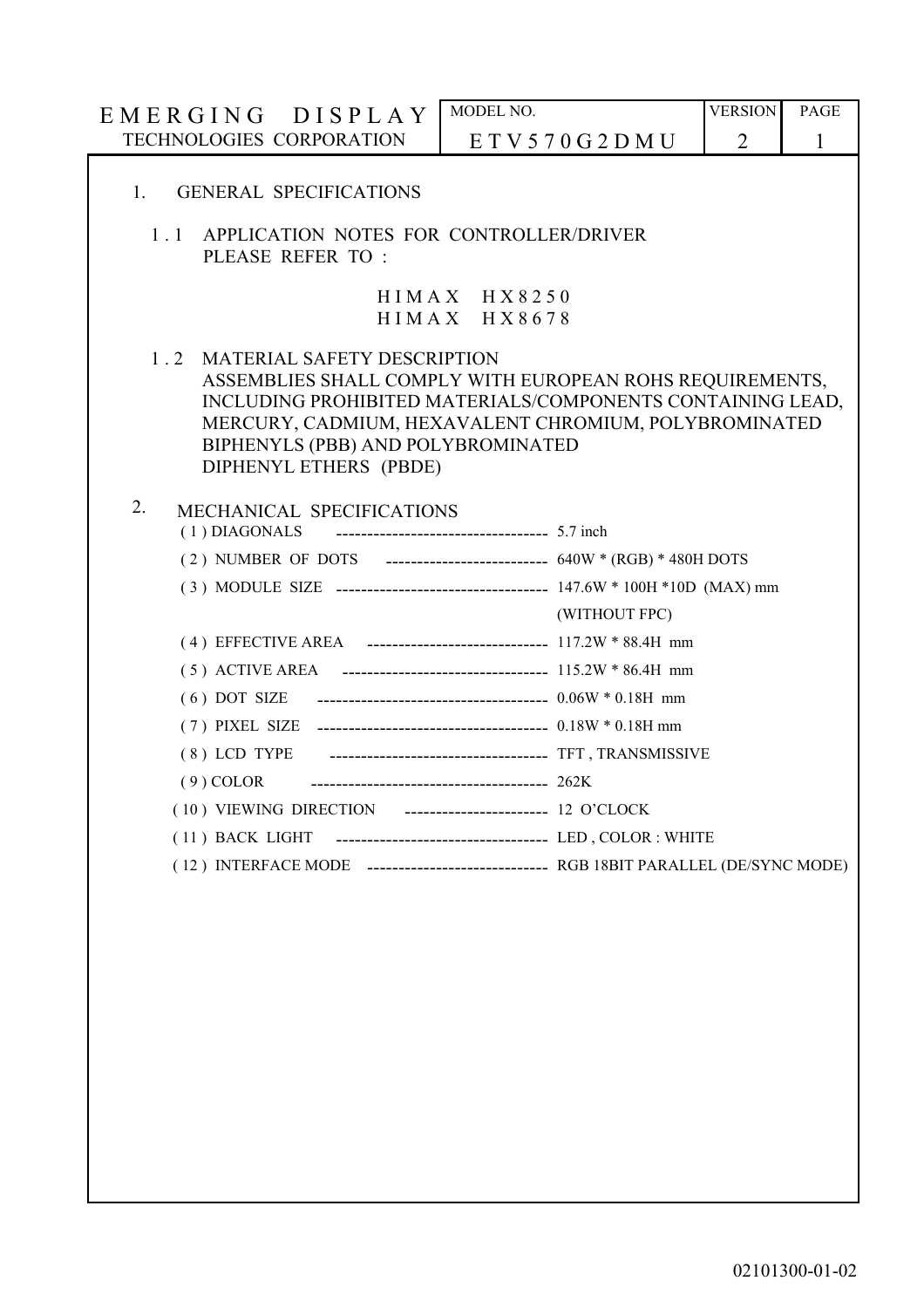## 1. GENERAL SPECIFICATIONS

### 1.1 APPLICATION NOTES FOR CONTROLLER/DRIVER PLEASE REFER TO :

HIMAX HX8250
HIMAX HX8678

### 1.2 MATERIAL SAFETY DESCRIPTION

ASSEMBLIES SHALL COMPLY WITH EUROPEAN ROHS REQUIREMENTS, INCLUDING PROHIBITED MATERIALS/COMPONENTS CONTAINING LEAD, MERCURY, CADMIUM, HEXAVALENT CHROMIUM, POLYBROMINATED BIPHENYLS (PBB) AND POLYBROMINATED DIPHENYL ETHERS (PBDE)

## 2. MECHANICAL SPECIFICATIONS

| Item | Specification |
|---|---|
| (1) DIAGONALS | 5.7 inch |
| (2) NUMBER OF DOTS | 640W * (RGB) * 480H DOTS |
| (3) MODULE SIZE | 147.6W * 100H *10D (MAX) mm (WITHOUT FPC) |
| (4) EFFECTIVE AREA | 117.2W * 88.4H mm |
| (5) ACTIVE AREA | 115.2W * 86.4H mm |
| (6) DOT SIZE | 0.06W * 0.18H mm |
| (7) PIXEL SIZE | 0.18W * 0.18H mm |
| (8) LCD TYPE | TFT , TRANSMISSIVE |
| (9) COLOR | 262K |
| (10) VIEWING DIRECTION | 12 O'CLOCK |
| (11) BACK LIGHT | LED , COLOR : WHITE |
| (12) INTERFACE MODE | RGB 18BIT PARALLEL (DE/SYNC MODE) |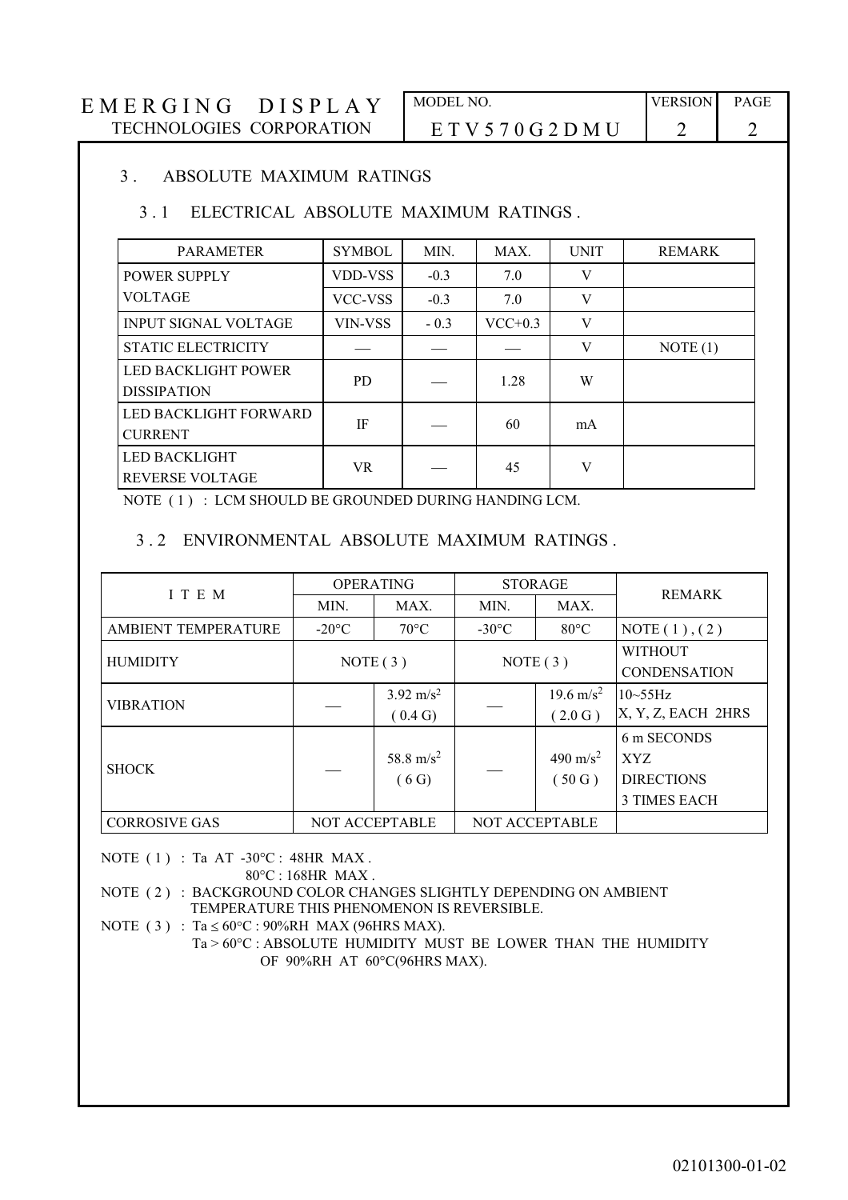## 3. ABSOLUTE MAXIMUM RATINGS

### 3.1 ELECTRICAL ABSOLUTE MAXIMUM RATINGS.

| PARAMETER | SYMBOL | MIN. | MAX. | UNIT | REMARK |
|---|---|---|---|---|---|
| POWER SUPPLY VOLTAGE | VDD-VSS | -0.3 | 7.0 | V | |
| | VCC-VSS | -0.3 | 7.0 | V | |
| INPUT SIGNAL VOLTAGE | VIN-VSS | - 0.3 | VCC+0.3 | V | |
| STATIC ELECTRICITY | — | — | — | V | NOTE (1) |
| LED BACKLIGHT POWER DISSIPATION | PD | — | 1.28 | W | |
| LED BACKLIGHT FORWARD CURRENT | IF | — | 60 | mA | |
| LED BACKLIGHT REVERSE VOLTAGE | VR | — | 45 | V | |

NOTE ( 1 ) : LCM SHOULD BE GROUNDED DURING HANDING LCM.

### 3.2 ENVIRONMENTAL ABSOLUTE MAXIMUM RATINGS.

| ITEM | OPERATING | | STORAGE | | REMARK |
|---|---|---|---|---|---|
| | MIN. | MAX. | MIN. | MAX. | |
| AMBIENT TEMPERATURE | -20°C | 70°C | -30°C | 80°C | NOTE ( 1 ) , ( 2 ) |
| HUMIDITY | NOTE ( 3 ) | | NOTE ( 3 ) | | WITHOUT CONDENSATION |
| VIBRATION | — | 3.92 $m/s^2$ ( 0.4 G) | — | 19.6 $m/s^2$ ( 2.0 G ) | 10~55Hz X, Y, Z, EACH 2HRS |
| SHOCK | — | 58.8 $m/s^2$ ( 6 G) | — | 490 $m/s^2$ ( 50 G ) | 6 m SECONDS XYZ DIRECTIONS 3 TIMES EACH |
| CORROSIVE GAS | NOT ACCEPTABLE | | NOT ACCEPTABLE | | |

NOTE ( 1 ) : Ta AT -30°C : 48HR MAX .
80°C : 168HR MAX .

NOTE ( 2 ) : BACKGROUND COLOR CHANGES SLIGHTLY DEPENDING ON AMBIENT TEMPERATURE THIS PHENOMENON IS REVERSIBLE.

NOTE ( 3 ) : Ta ≤ 60°C : 90%RH MAX (96HRS MAX).
Ta > 60°C : ABSOLUTE HUMIDITY MUST BE LOWER THAN THE HUMIDITY OF 90%RH AT 60°C(96HRS MAX).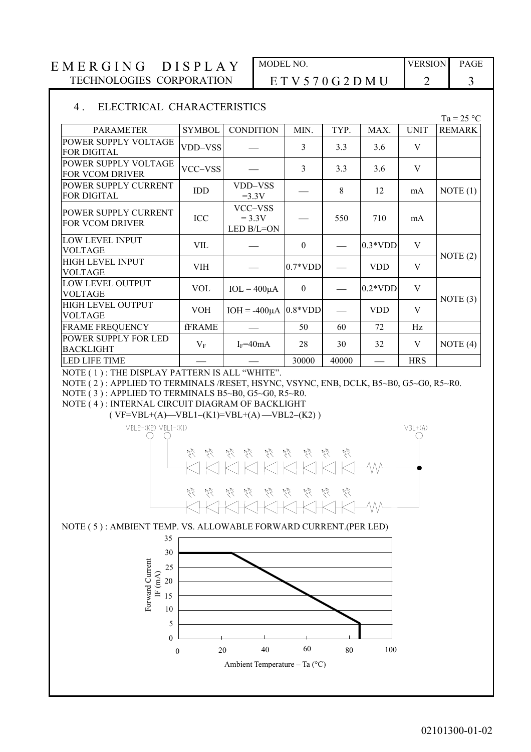## 4. ELECTRICAL CHARACTERISTICS

Ta = 25 °C

| PARAMETER | SYMBOL | CONDITION | MIN. | TYP. | MAX. | UNIT | REMARK |
|---|---|---|---|---|---|---|---|
| POWER SUPPLY VOLTAGE FOR DIGITAL | VDD−VSS | — | 3 | 3.3 | 3.6 | V | |
| POWER SUPPLY VOLTAGE FOR VCOM DRIVER | VCC−VSS | — | 3 | 3.3 | 3.6 | V | |
| POWER SUPPLY CURRENT FOR DIGITAL | IDD | VDD−VSS =3.3V | — | 8 | 12 | mA | NOTE (1) |
| POWER SUPPLY CURRENT FOR VCOM DRIVER | ICC | VCC−VSS = 3.3V LED B/L=ON | — | 550 | 710 | mA | |
| LOW LEVEL INPUT VOLTAGE | VIL | — | 0 | — | 0.3*VDD | V | NOTE (2) |
| HIGH LEVEL INPUT VOLTAGE | VIH | — | 0.7*VDD | — | VDD | V | |
| LOW LEVEL OUTPUT VOLTAGE | VOL | IOL = 400μA | 0 | — | 0.2*VDD | V | NOTE (3) |
| HIGH LEVEL OUTPUT VOLTAGE | VOH | IOH = -400μA | 0.8*VDD | — | VDD | V | |
| FRAME FREQUENCY | fFRAME | — | 50 | 60 | 72 | Hz | |
| POWER SUPPLY FOR LED BACKLIGHT | $V_F$ | $I_F$=40mA | 28 | 30 | 32 | V | NOTE (4) |
| LED LIFE TIME | — | — | 30000 | 40000 | — | HRS | |

NOTE ( 1 ) : THE DISPLAY PATTERN IS ALL "WHITE".

NOTE ( 2 ) : APPLIED TO TERMINALS /RESET, HSYNC, VSYNC, ENB, DCLK, B5~B0, G5~G0, R5~R0.

NOTE ( 3 ) : APPLIED TO TERMINALS B5~B0, G5~G0, R5~R0.

NOTE ( 4 ) : INTERNAL CIRCUIT DIAGRAM OF BACKLIGHT

( VF=VBL+(A)—VBL1−(K1)=VBL+(A) —VBL2−(K2) )

VBL2-(K2) VBL1-(K1) VBL+(A)

NOTE ( 5 ) : AMBIENT TEMP. VS. ALLOWABLE FORWARD CURRENT.(PER LED)

Forward Current IF (mA)

Ambient Temperature – Ta (°C)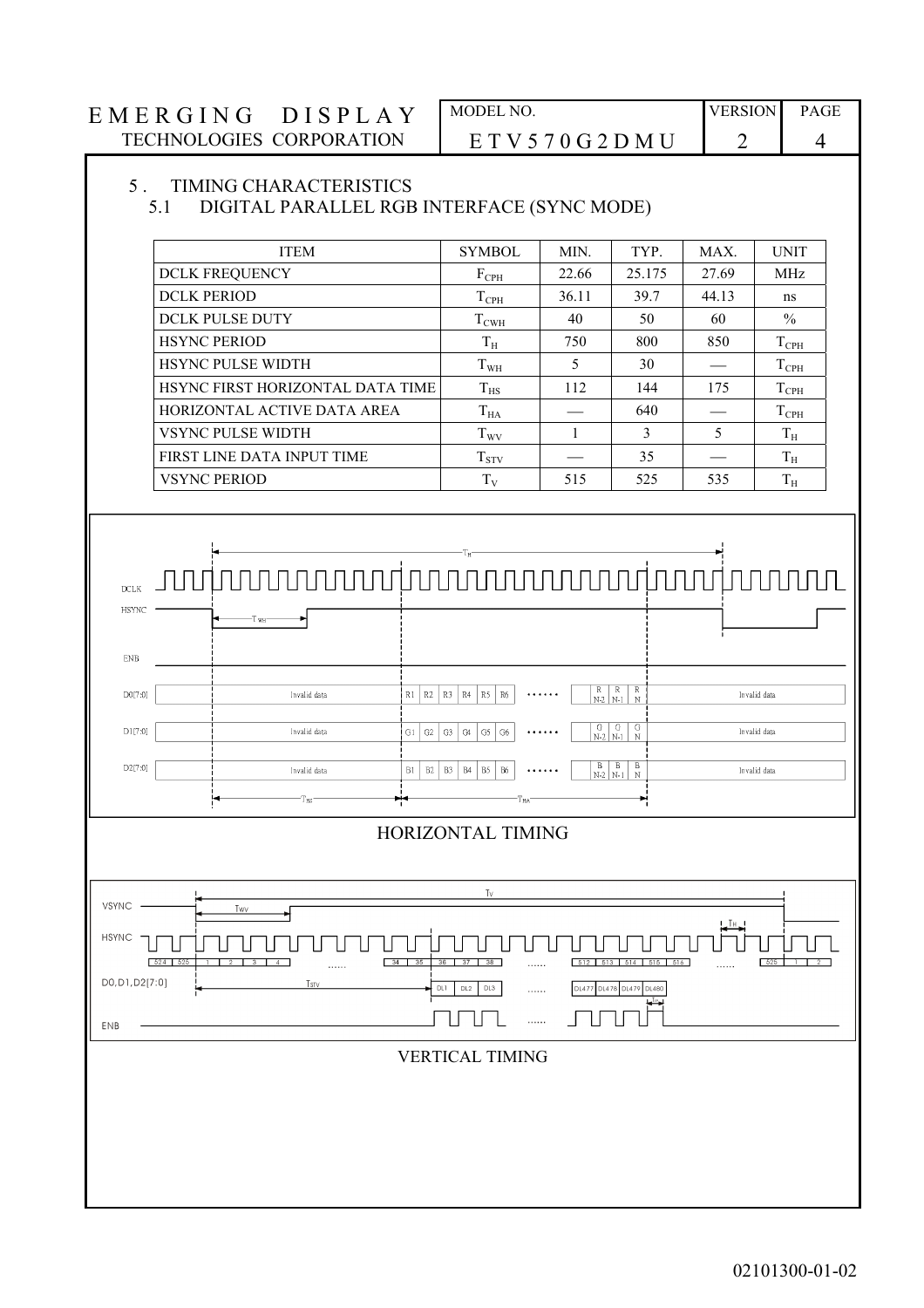## 5 . TIMING CHARACTERISTICS

### 5.1 DIGITAL PARALLEL RGB INTERFACE (SYNC MODE)

| ITEM | SYMBOL | MIN. | TYP. | MAX. | UNIT |
|---|---|---|---|---|---|
| DCLK FREQUENCY | $F_{CPH}$ | 22.66 | 25.175 | 27.69 | MHz |
| DCLK PERIOD | $T_{CPH}$ | 36.11 | 39.7 | 44.13 | ns |
| DCLK PULSE DUTY | $T_{CWH}$ | 40 | 50 | 60 | % |
| HSYNC PERIOD | $T_H$ | 750 | 800 | 850 | $T_{CPH}$ |
| HSYNC PULSE WIDTH | $T_{WH}$ | 5 | 30 | — | $T_{CPH}$ |
| HSYNC FIRST HORIZONTAL DATA TIME | $T_{HS}$ | 112 | 144 | 175 | $T_{CPH}$ |
| HORIZONTAL ACTIVE DATA AREA | $T_{HA}$ | — | 640 | — | $T_{CPH}$ |
| VSYNC PULSE WIDTH | $T_{WV}$ | 1 | 3 | 5 | $T_H$ |
| FIRST LINE DATA INPUT TIME | $T_{STV}$ | — | 35 | — | $T_H$ |
| VSYNC PERIOD | $T_V$ | 515 | 525 | 535 | $T_H$ |

HORIZONTAL TIMING

VERTICAL TIMING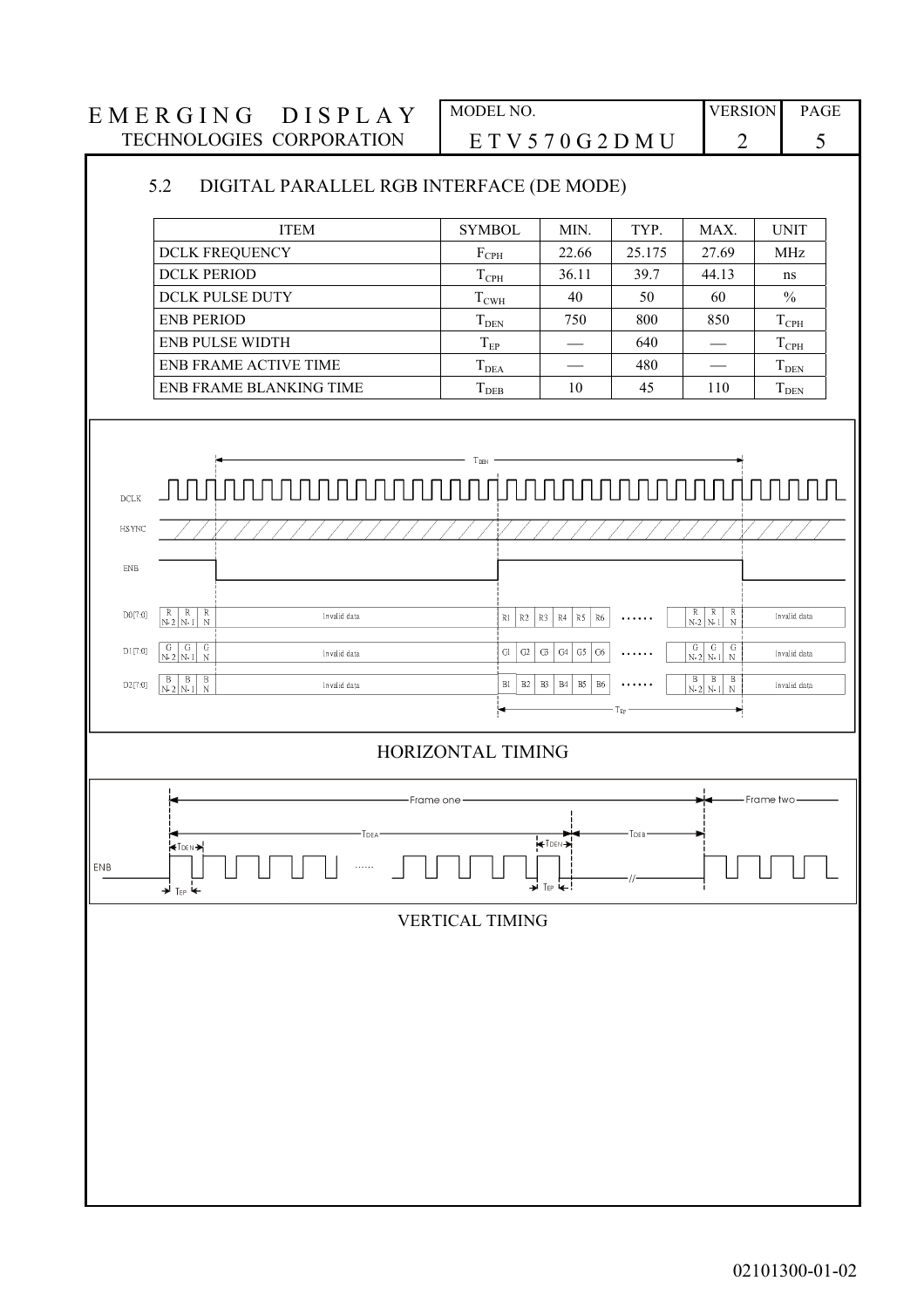### 5.2 DIGITAL PARALLEL RGB INTERFACE (DE MODE)

| ITEM | SYMBOL | MIN. | TYP. | MAX. | UNIT |
|---|---|---|---|---|---|
| DCLK FREQUENCY | $F_{CPH}$ | 22.66 | 25.175 | 27.69 | MHz |
| DCLK PERIOD | $T_{CPH}$ | 36.11 | 39.7 | 44.13 | ns |
| DCLK PULSE DUTY | $T_{CWH}$ | 40 | 50 | 60 | % |
| ENB PERIOD | $T_{DEN}$ | 750 | 800 | 850 | $T_{CPH}$ |
| ENB PULSE WIDTH | $T_{EP}$ | — | 640 | — | $T_{CPH}$ |
| ENB FRAME ACTIVE TIME | $T_{DEA}$ | — | 480 | — | $T_{DEN}$ |
| ENB FRAME BLANKING TIME | $T_{DEB}$ | 10 | 45 | 110 | $T_{DEN}$ |

HORIZONTAL TIMING

VERTICAL TIMING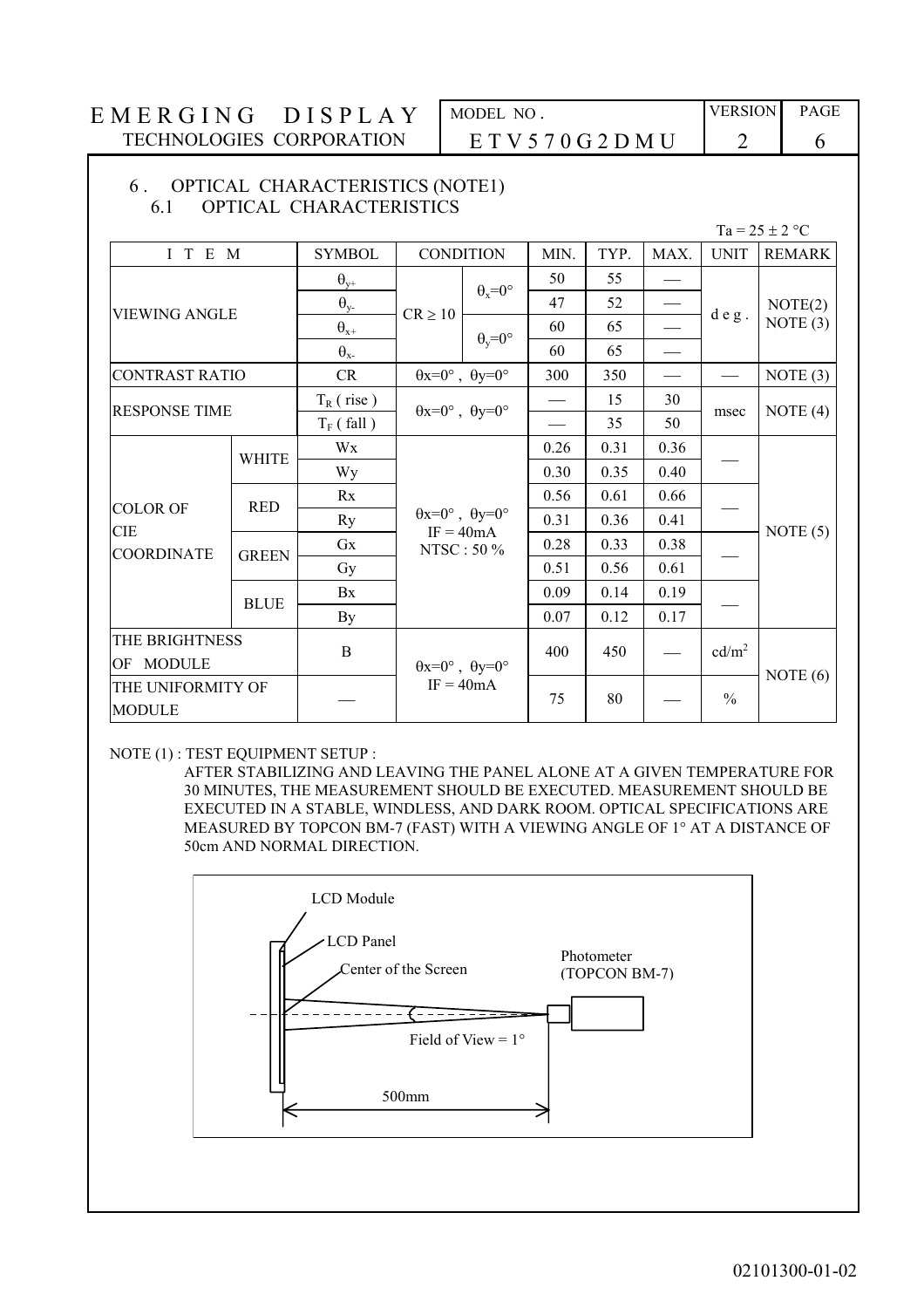## 6. OPTICAL CHARACTERISTICS (NOTE1)

### 6.1 OPTICAL CHARACTERISTICS

Ta = 25 ± 2 °C

| ITEM | | SYMBOL | CONDITION | | MIN. | TYP. | MAX. | UNIT | REMARK |
|---|---|---|---|---|---|---|---|---|---|
| VIEWING ANGLE | | $\theta_{y+}$ | CR ≥ 10 | $\theta_x$=0° | 50 | 55 | — | deg. | NOTE(2) NOTE (3) |
| | | $\theta_{y-}$ | | | 47 | 52 | — | | |
| | | $\theta_{x+}$ | | $\theta_y$=0° | 60 | 65 | — | | |
| | | $\theta_{x-}$ | | | 60 | 65 | — | | |
| CONTRAST RATIO | | CR | θx=0°, θy=0° | | 300 | 350 | — | — | NOTE (3) |
| RESPONSE TIME | | $T_R$ ( rise ) | θx=0°, θy=0° | | — | 15 | 30 | msec | NOTE (4) |
| | | $T_F$ ( fall ) | | | — | 35 | 50 | | |
| COLOR OF CIE COORDINATE | WHITE | Wx | θx=0°, θy=0° IF = 40mA NTSC : 50 % | | 0.26 | 0.31 | 0.36 | — | NOTE (5) |
| | | Wy | | | 0.30 | 0.35 | 0.40 | | |
| | RED | Rx | | | 0.56 | 0.61 | 0.66 | — | |
| | | Ry | | | 0.31 | 0.36 | 0.41 | | |
| | GREEN | Gx | | | 0.28 | 0.33 | 0.38 | — | |
| | | Gy | | | 0.51 | 0.56 | 0.61 | | |
| | BLUE | Bx | | | 0.09 | 0.14 | 0.19 | — | |
| | | By | | | 0.07 | 0.12 | 0.17 | | |
| THE BRIGHTNESS OF MODULE | | B | θx=0°, θy=0° IF = 40mA | | 400 | 450 | — | cd/m$^2$ | NOTE (6) |
| THE UNIFORMITY OF MODULE | | — | | | 75 | 80 | — | % | |

NOTE (1) : TEST EQUIPMENT SETUP :

AFTER STABILIZING AND LEAVING THE PANEL ALONE AT A GIVEN TEMPERATURE FOR 30 MINUTES, THE MEASUREMENT SHOULD BE EXECUTED. MEASUREMENT SHOULD BE EXECUTED IN A STABLE, WINDLESS, AND DARK ROOM. OPTICAL SPECIFICATIONS ARE MEASURED BY TOPCON BM-7 (FAST) WITH A VIEWING ANGLE OF 1° AT A DISTANCE OF 50cm AND NORMAL DIRECTION.

LCD Module

LCD Panel

Center of the Screen

Photometer (TOPCON BM-7)

Field of View = 1°

500mm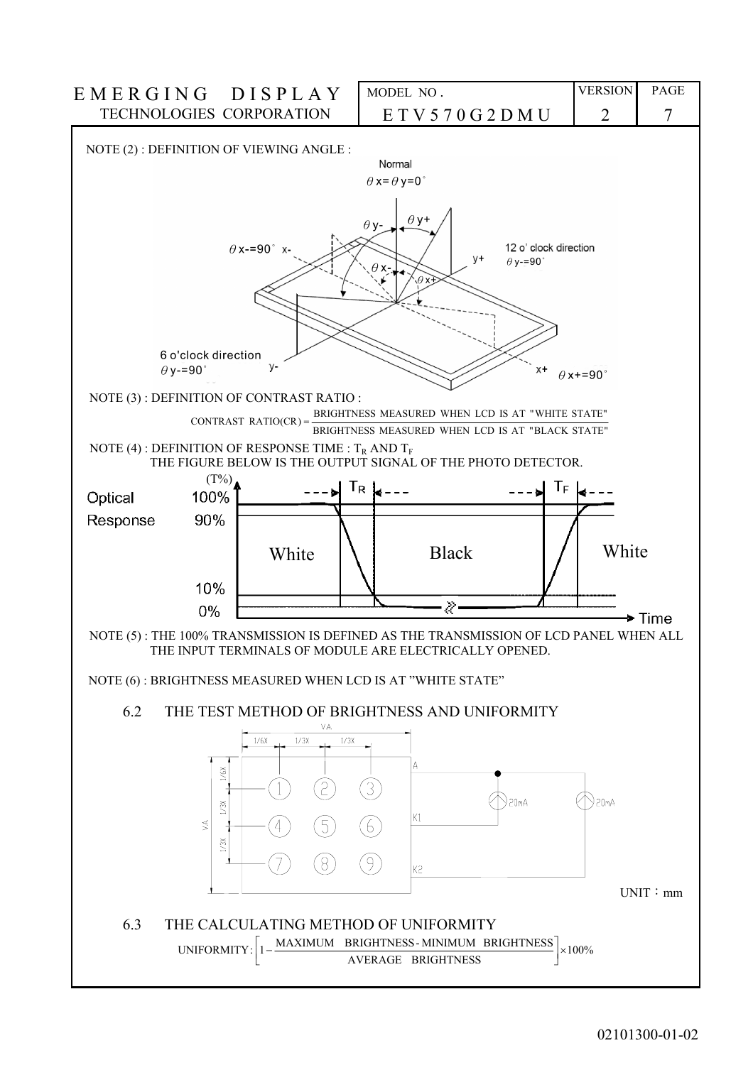NOTE (2) : DEFINITION OF VIEWING ANGLE :

NOTE (3) : DEFINITION OF CONTRAST RATIO :

$$\text{CONTRAST RATIO(CR)} = \frac{\text{BRIGHTNESS MEASURED WHEN LCD IS AT "WHITE STATE"}}{\text{BRIGHTNESS MEASURED WHEN LCD IS AT "BLACK STATE"}}$$

NOTE (4) : DEFINITION OF RESPONSE TIME : $T_R$ AND $T_F$

THE FIGURE BELOW IS THE OUTPUT SIGNAL OF THE PHOTO DETECTOR.

NOTE (5) : THE 100% TRANSMISSION IS DEFINED AS THE TRANSMISSION OF LCD PANEL WHEN ALL THE INPUT TERMINALS OF MODULE ARE ELECTRICALLY OPENED.

NOTE (6) : BRIGHTNESS MEASURED WHEN LCD IS AT "WHITE STATE"

## 6.2 THE TEST METHOD OF BRIGHTNESS AND UNIFORMITY

UNIT：mm

## 6.3 THE CALCULATING METHOD OF UNIFORMITY

$$\text{UNIFORMITY}: \left[1 - \frac{\text{MAXIMUM BRIGHTNESS} - \text{MINIMUM BRIGHTNESS}}{\text{AVERAGE BRIGHTNESS}}\right] \times 100\%$$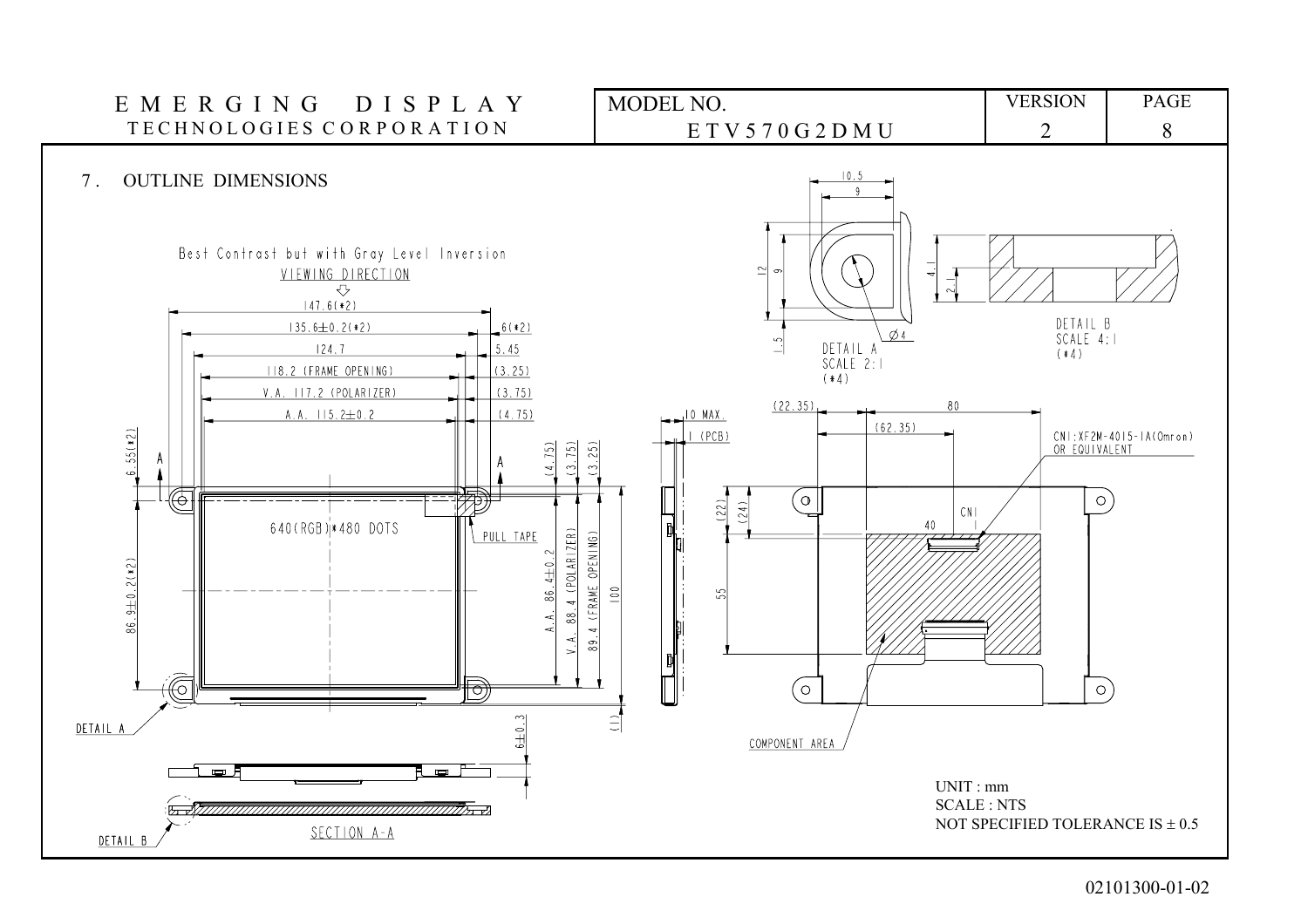## 7. OUTLINE DIMENSIONS

Best Contrast but with Gray Level Inversion

VIEWING DIRECTION

147.6(*2)

135.6±0.2(*2)

6(*2)

124.7

5.45

118.2 (FRAME OPENING)

(3.25)

V.A. 117.2 (POLARIZER)

(3.75)

A.A. 115.2±0.2

(4.75)

6.55(*2)

A

A

(4.75)

(3.75)

(3.25)

640(RGB)*480 DOTS

PULL TAPE

86.9±0.2(*2)

A.A. 86.4±0.2

V.A. 88.4 (POLARIZER)

89.4 (FRAME OPENING)

100

(1)

6±0.3

DETAIL A

DETAIL B

SECTION A-A

10.5

9

12

9

1.5

Ø4

DETAIL A
SCALE 2:1
(*4)

4.1

2.1

DETAIL B
SCALE 4:1
(*4)

10 MAX.

1 (PCB)

(22.35)

80

(62.35)

CN1:XF2M-4015-1A(Omron)
OR EQUIVALENT

(22)

(24)

CN1

40

55

COMPONENT AREA

UNIT : mm

SCALE : NTS

NOT SPECIFIED TOLERANCE IS ± 0.5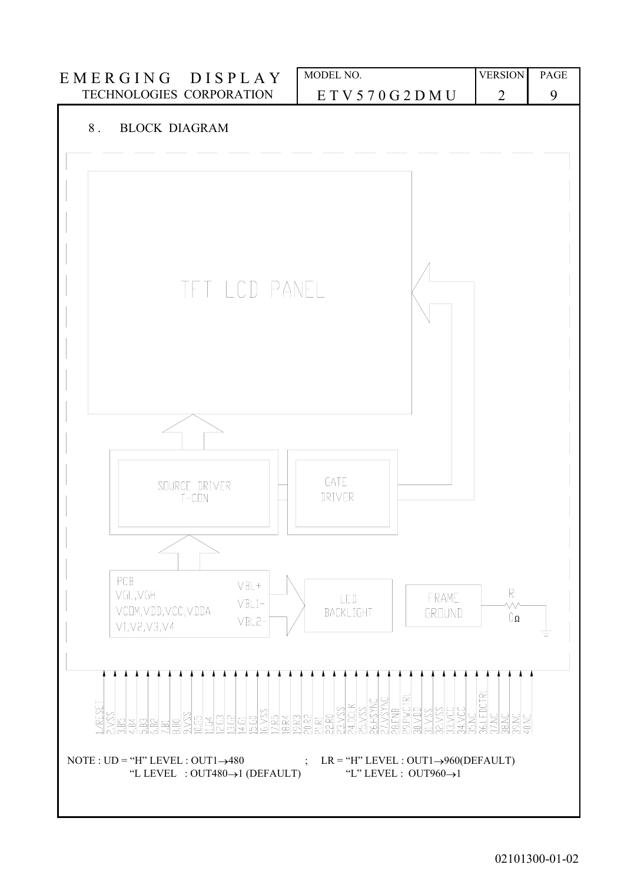## 8. BLOCK DIAGRAM

TFT LCD PANEL

SOURCE DRIVER
T-CON

GATE
DRIVER

PCB
VGL,VGH
VCOM,VDD,VCC,VDDA
V1,V2,V3,V4

VBL+
VBL1-
VBL2-

LED
BACKLIGHT

FRAME
GROUND

R
0Ω

1.RESET, 2.VSS, 3.B5, 4.B4, 5.B3, 6.B2, 7.B1, 8.B0, 9.VSS, 10.G5, 11.G4, 12.G3, 13.G2, 14.G1, 15.G0, 16.VSS, 17.R5, 18.R4, 19.R3, 20.R2, 21.R1, 22.R0, 23.VSS, 24.DCLK, 25.VSS, 26.HSYNC, 27.VSYNC, 28.ENB, 29.PWCTRL, 30.VDD, 31.VSS, 32.VSS, 33.VCC, 34.VCC, 35.NC, 36.LEDCTRL, 37.NC, 38.NC, 39.NC, 40.NC

NOTE : UD = "H" LEVEL : OUT1→480 ; LR = "H" LEVEL : OUT1→960(DEFAULT)
"L LEVEL : OUT480→1 (DEFAULT) "L" LEVEL : OUT960→1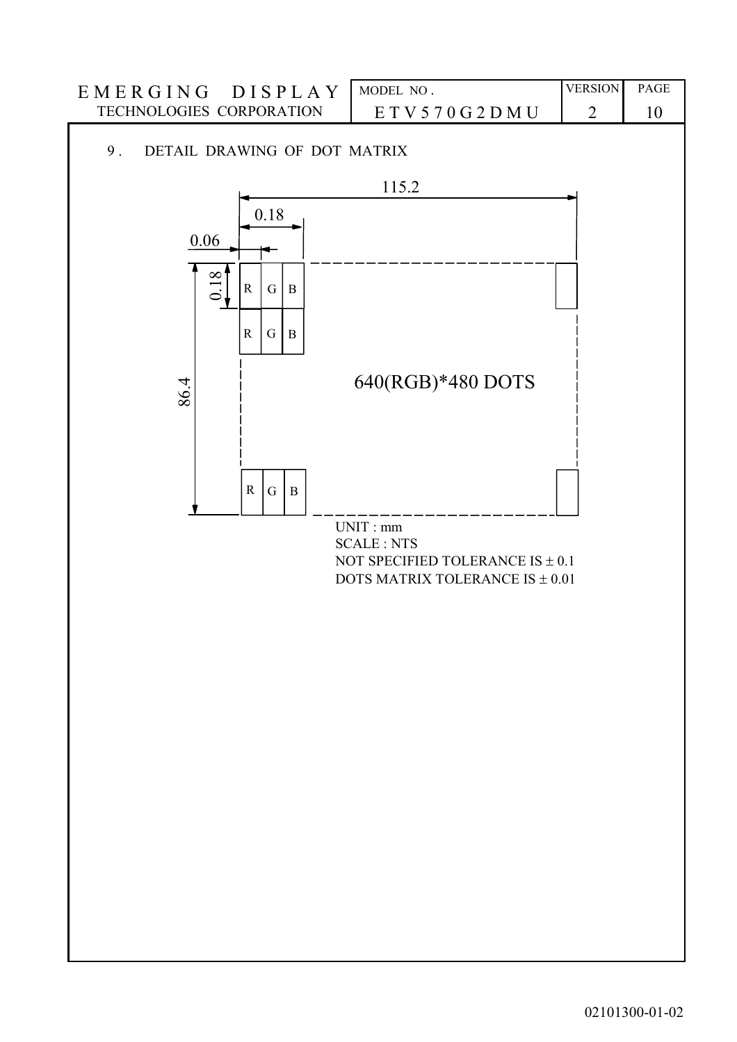## 9. DETAIL DRAWING OF DOT MATRIX

115.2

0.18

0.06

0.18

86.4

R G B

R G B

640(RGB)*480 DOTS

R G B

UNIT : mm
SCALE : NTS
NOT SPECIFIED TOLERANCE IS ± 0.1
DOTS MATRIX TOLERANCE IS ± 0.01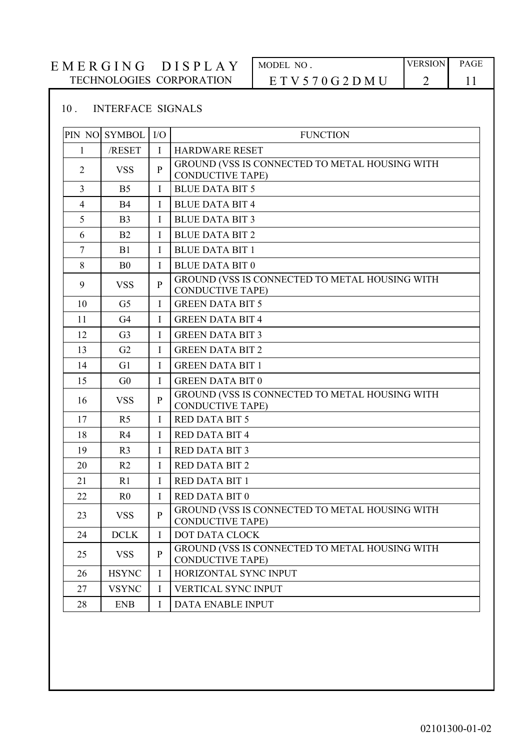## 10 . INTERFACE SIGNALS

| PIN NO | SYMBOL | I/O | FUNCTION |
|---|---|---|---|
| 1 | /RESET | I | HARDWARE RESET |
| 2 | VSS | P | GROUND (VSS IS CONNECTED TO METAL HOUSING WITH CONDUCTIVE TAPE) |
| 3 | B5 | I | BLUE DATA BIT 5 |
| 4 | B4 | I | BLUE DATA BIT 4 |
| 5 | B3 | I | BLUE DATA BIT 3 |
| 6 | B2 | I | BLUE DATA BIT 2 |
| 7 | B1 | I | BLUE DATA BIT 1 |
| 8 | B0 | I | BLUE DATA BIT 0 |
| 9 | VSS | P | GROUND (VSS IS CONNECTED TO METAL HOUSING WITH CONDUCTIVE TAPE) |
| 10 | G5 | I | GREEN DATA BIT 5 |
| 11 | G4 | I | GREEN DATA BIT 4 |
| 12 | G3 | I | GREEN DATA BIT 3 |
| 13 | G2 | I | GREEN DATA BIT 2 |
| 14 | G1 | I | GREEN DATA BIT 1 |
| 15 | G0 | I | GREEN DATA BIT 0 |
| 16 | VSS | P | GROUND (VSS IS CONNECTED TO METAL HOUSING WITH CONDUCTIVE TAPE) |
| 17 | R5 | I | RED DATA BIT 5 |
| 18 | R4 | I | RED DATA BIT 4 |
| 19 | R3 | I | RED DATA BIT 3 |
| 20 | R2 | I | RED DATA BIT 2 |
| 21 | R1 | I | RED DATA BIT 1 |
| 22 | R0 | I | RED DATA BIT 0 |
| 23 | VSS | P | GROUND (VSS IS CONNECTED TO METAL HOUSING WITH CONDUCTIVE TAPE) |
| 24 | DCLK | I | DOT DATA CLOCK |
| 25 | VSS | P | GROUND (VSS IS CONNECTED TO METAL HOUSING WITH CONDUCTIVE TAPE) |
| 26 | HSYNC | I | HORIZONTAL SYNC INPUT |
| 27 | VSYNC | I | VERTICAL SYNC INPUT |
| 28 | ENB | I | DATA ENABLE INPUT |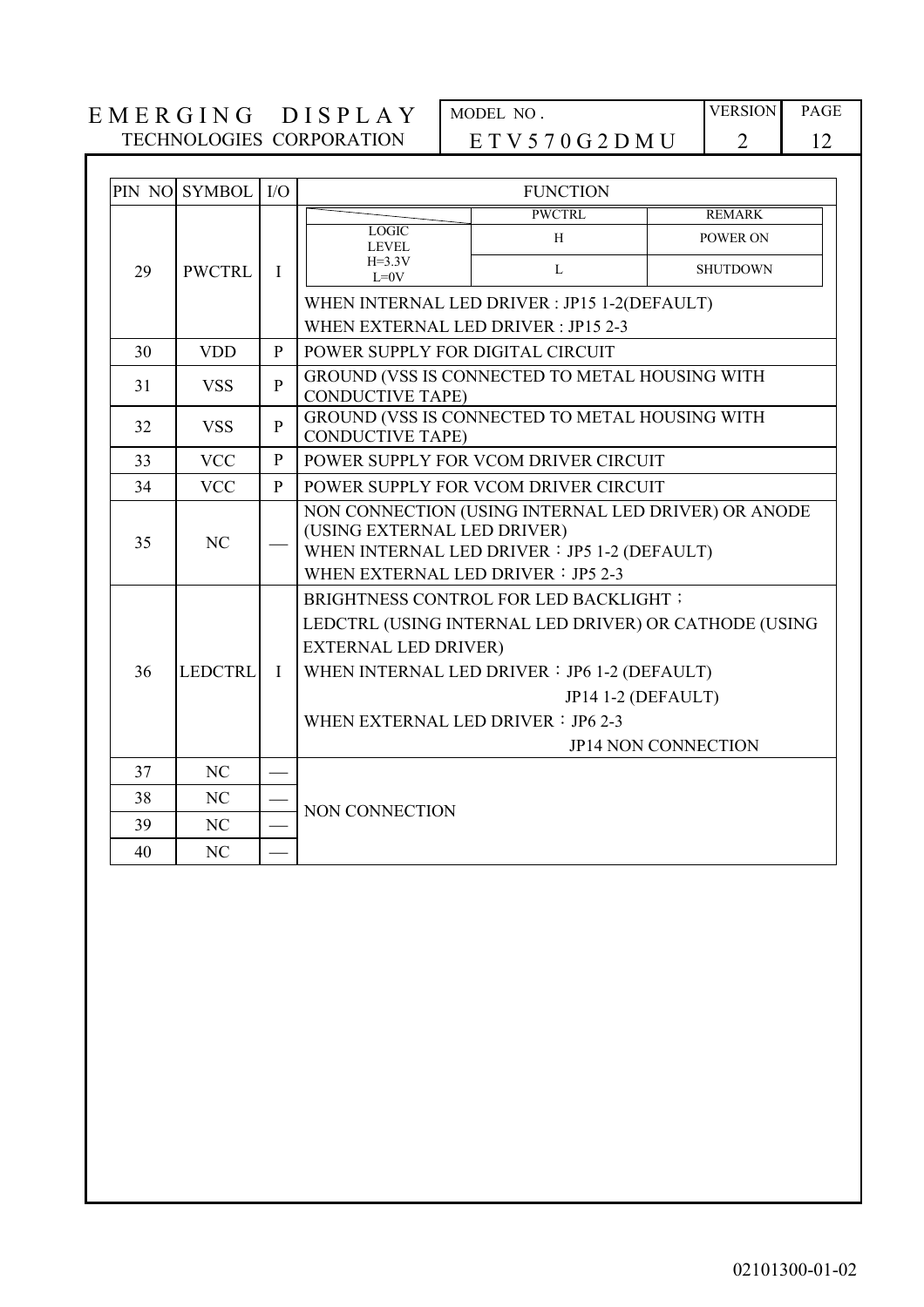| PIN NO | SYMBOL | I/O | FUNCTION |
|---|---|---|---|
| 29 | PWCTRL | I | LOGIC LEVEL H=3.3V L=0V / PWCTRL: H → REMARK: POWER ON; PWCTRL: L → REMARK: SHUTDOWN<br>WHEN INTERNAL LED DRIVER : JP15 1-2(DEFAULT)<br>WHEN EXTERNAL LED DRIVER : JP15 2-3 |
| 30 | VDD | P | POWER SUPPLY FOR DIGITAL CIRCUIT |
| 31 | VSS | P | GROUND (VSS IS CONNECTED TO METAL HOUSING WITH CONDUCTIVE TAPE) |
| 32 | VSS | P | GROUND (VSS IS CONNECTED TO METAL HOUSING WITH CONDUCTIVE TAPE) |
| 33 | VCC | P | POWER SUPPLY FOR VCOM DRIVER CIRCUIT |
| 34 | VCC | P | POWER SUPPLY FOR VCOM DRIVER CIRCUIT |
| 35 | NC | — | NON CONNECTION (USING INTERNAL LED DRIVER) OR ANODE (USING EXTERNAL LED DRIVER)<br>WHEN INTERNAL LED DRIVER：JP5 1-2 (DEFAULT)<br>WHEN EXTERNAL LED DRIVER：JP5 2-3 |
| 36 | LEDCTRL | I | BRIGHTNESS CONTROL FOR LED BACKLIGHT；<br>LEDCTRL (USING INTERNAL LED DRIVER) OR CATHODE (USING EXTERNAL LED DRIVER)<br>WHEN INTERNAL LED DRIVER：JP6 1-2 (DEFAULT)<br>JP14 1-2 (DEFAULT)<br>WHEN EXTERNAL LED DRIVER：JP6 2-3<br>JP14 NON CONNECTION |
| 37 | NC | — | NON CONNECTION |
| 38 | NC | — | |
| 39 | NC | — | |
| 40 | NC | — | |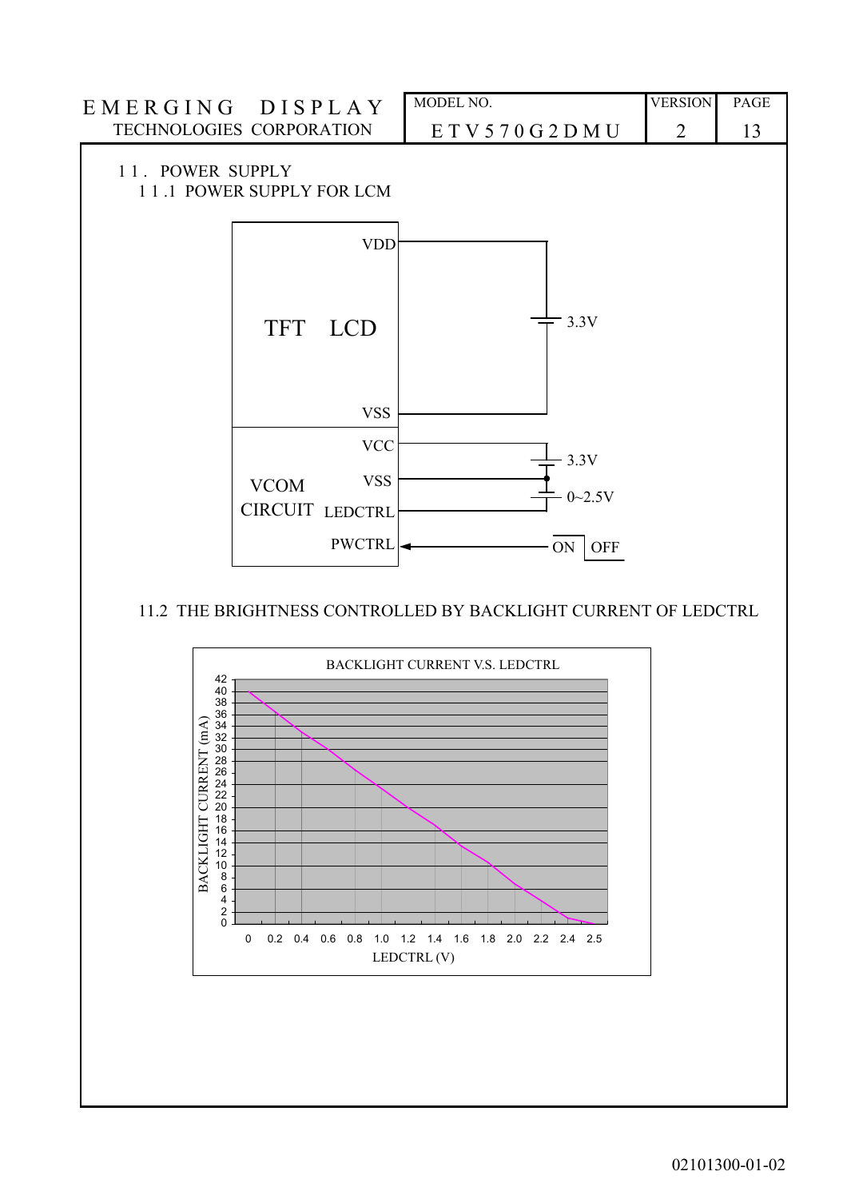## 11. POWER SUPPLY

### 11.1 POWER SUPPLY FOR LCM

TFT LCD: VDD, VSS — 3.3V

VCOM CIRCUIT: VCC, VSS, LEDCTRL, PWCTRL — 3.3V, 0~2.5V, ON OFF

### 11.2 THE BRIGHTNESS CONTROLLED BY BACKLIGHT CURRENT OF LEDCTRL

BACKLIGHT CURRENT V.S. LEDCTRL

BACKLIGHT CURRENT (mA): 0, 2, 4, 6, 8, 10, 12, 14, 16, 18, 20, 22, 24, 26, 28, 30, 32, 34, 36, 38, 40, 42

LEDCTRL (V): 0, 0.2, 0.4, 0.6, 0.8, 1.0, 1.2, 1.4, 1.6, 1.8, 2.0, 2.2, 2.4, 2.5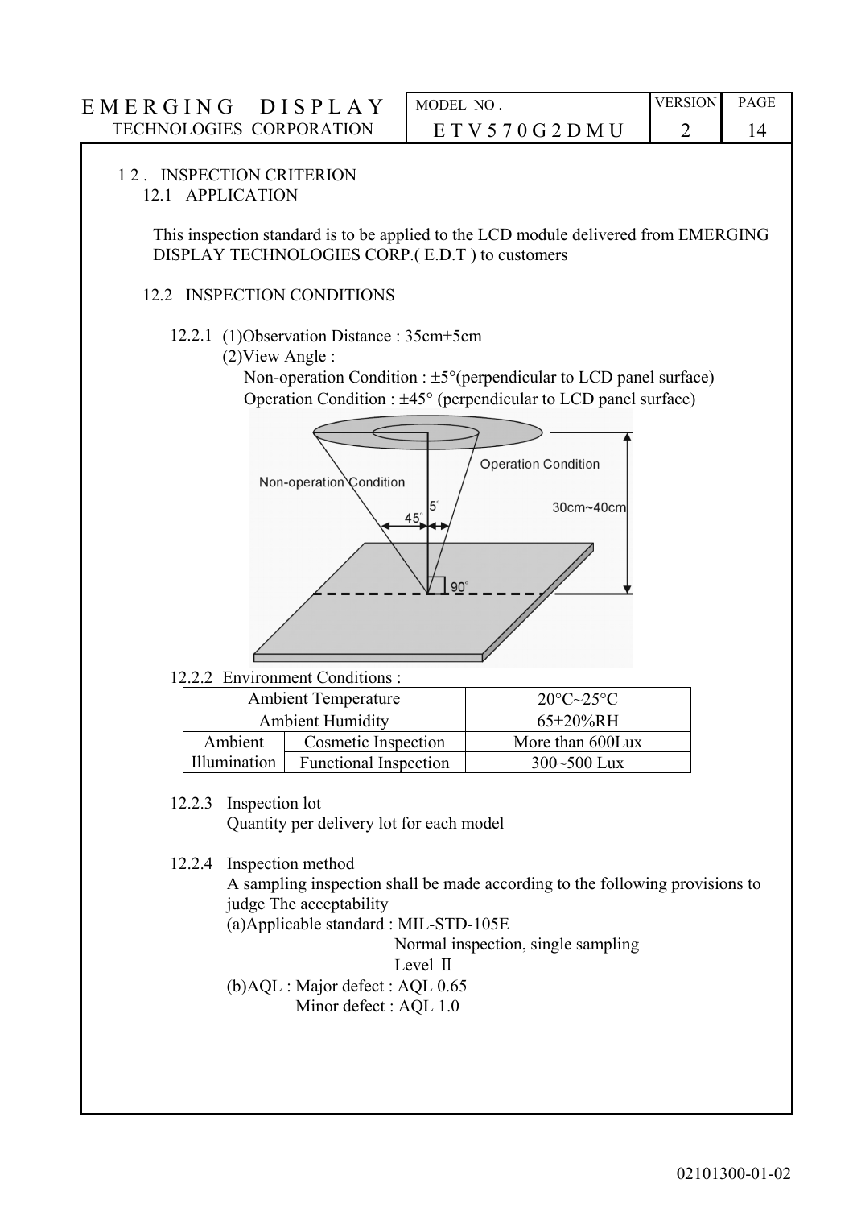## 12. INSPECTION CRITERION

### 12.1 APPLICATION

This inspection standard is to be applied to the LCD module delivered from EMERGING DISPLAY TECHNOLOGIES CORP.( E.D.T ) to customers

### 12.2 INSPECTION CONDITIONS

12.2.1 (1)Observation Distance : 35cm±5cm

(2)View Angle :

Non-operation Condition : ±5°(perpendicular to LCD panel surface)

Operation Condition : ±45° (perpendicular to LCD panel surface)

12.2.2 Environment Conditions :

| Ambient Temperature | | 20°C~25°C |
|---|---|---|
| Ambient Humidity | | 65±20%RH |
| Ambient Illumination | Cosmetic Inspection | More than 600Lux |
| | Functional Inspection | 300~500 Lux |

12.2.3 Inspection lot

Quantity per delivery lot for each model

12.2.4 Inspection method

A sampling inspection shall be made according to the following provisions to judge The acceptability

(a)Applicable standard : MIL-STD-105E
Normal inspection, single sampling
Level Ⅱ

(b)AQL : Major defect : AQL 0.65
Minor defect : AQL 1.0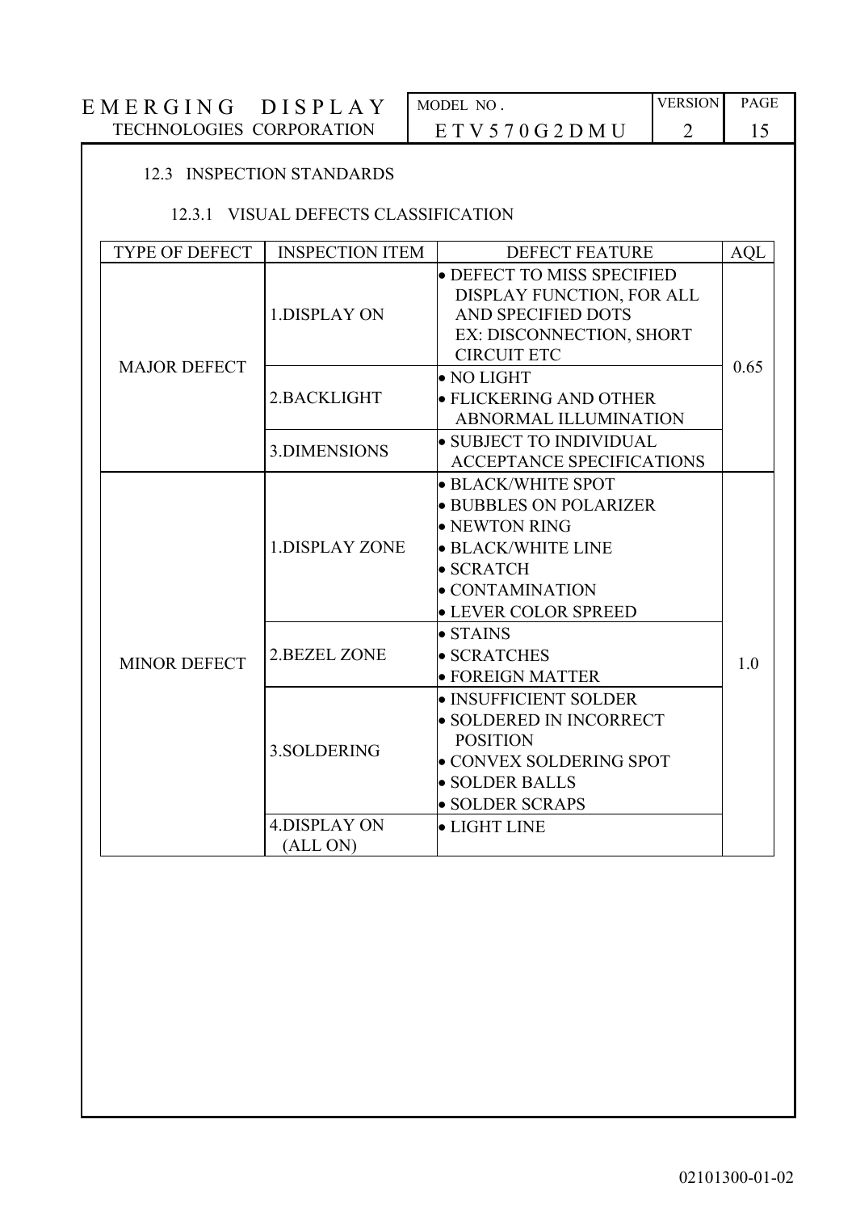### 12.3 INSPECTION STANDARDS

#### 12.3.1 VISUAL DEFECTS CLASSIFICATION

| TYPE OF DEFECT | INSPECTION ITEM | DEFECT FEATURE | AQL |
|---|---|---|---|
| MAJOR DEFECT | 1.DISPLAY ON | • DEFECT TO MISS SPECIFIED DISPLAY FUNCTION, FOR ALL AND SPECIFIED DOTS EX: DISCONNECTION, SHORT CIRCUIT ETC | 0.65 |
| | 2.BACKLIGHT | • NO LIGHT<br>• FLICKERING AND OTHER ABNORMAL ILLUMINATION | |
| | 3.DIMENSIONS | • SUBJECT TO INDIVIDUAL ACCEPTANCE SPECIFICATIONS | |
| MINOR DEFECT | 1.DISPLAY ZONE | • BLACK/WHITE SPOT<br>• BUBBLES ON POLARIZER<br>• NEWTON RING<br>• BLACK/WHITE LINE<br>• SCRATCH<br>• CONTAMINATION<br>• LEVER COLOR SPREED | 1.0 |
| | 2.BEZEL ZONE | • STAINS<br>• SCRATCHES<br>• FOREIGN MATTER | |
| | 3.SOLDERING | • INSUFFICIENT SOLDER<br>• SOLDERED IN INCORRECT POSITION<br>• CONVEX SOLDERING SPOT<br>• SOLDER BALLS<br>• SOLDER SCRAPS | |
| | 4.DISPLAY ON (ALL ON) | • LIGHT LINE | |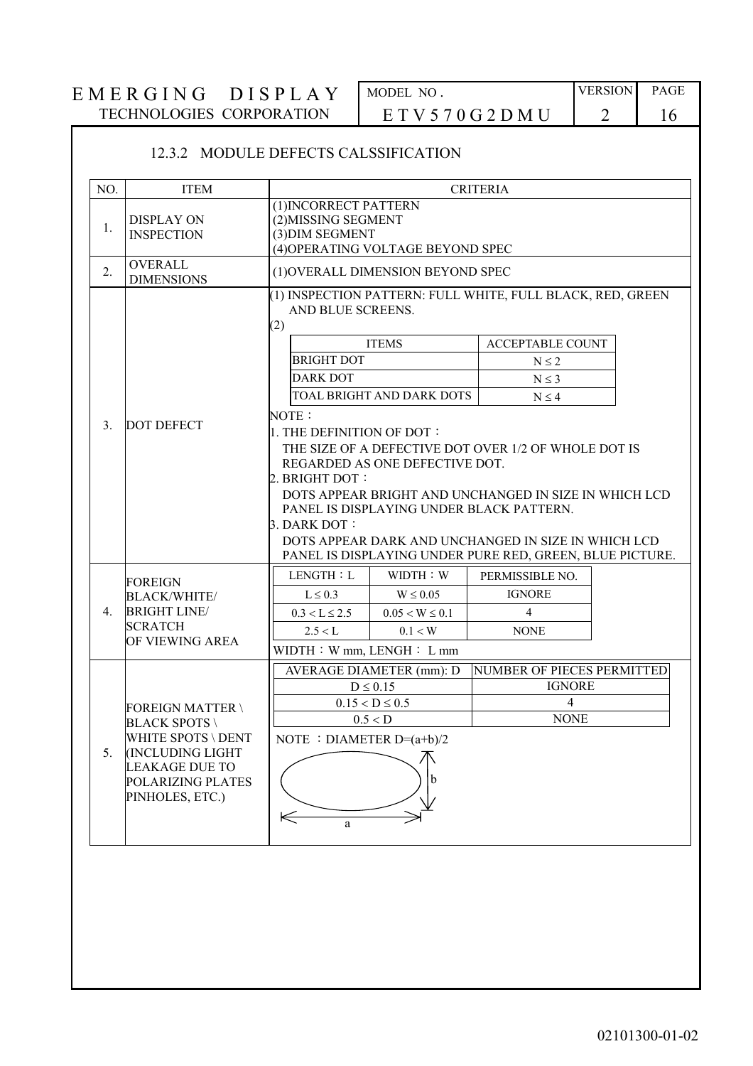### 12.3.2 MODULE DEFECTS CALSSIFICATION

| NO. | ITEM | CRITERIA |
|---|---|---|
| 1. | DISPLAY ON INSPECTION | (1)INCORRECT PATTERN<br>(2)MISSING SEGMENT<br>(3)DIM SEGMENT<br>(4)OPERATING VOLTAGE BEYOND SPEC |
| 2. | OVERALL DIMENSIONS | (1)OVERALL DIMENSION BEYOND SPEC |
| 3. | DOT DEFECT | (1) INSPECTION PATTERN: FULL WHITE, FULL BLACK, RED, GREEN AND BLUE SCREENS.<br>(2) [see table below]<br>NOTE：<br>1. THE DEFINITION OF DOT：<br>THE SIZE OF A DEFECTIVE DOT OVER 1/2 OF WHOLE DOT IS REGARDED AS ONE DEFECTIVE DOT.<br>2. BRIGHT DOT：<br>DOTS APPEAR BRIGHT AND UNCHANGED IN SIZE IN WHICH LCD PANEL IS DISPLAYING UNDER BLACK PATTERN.<br>3. DARK DOT：<br>DOTS APPEAR DARK AND UNCHANGED IN SIZE IN WHICH LCD PANEL IS DISPLAYING UNDER PURE RED, GREEN, BLUE PICTURE. |
| 4. | FOREIGN BLACK/WHITE/ BRIGHT LINE/ SCRATCH OF VIEWING AREA | [see table below]<br>WIDTH：W mm, LENGH： L mm |
| 5. | FOREIGN MATTER \ BLACK SPOTS \ WHITE SPOTS \ DENT (INCLUDING LIGHT LEAKAGE DUE TO POLARIZING PLATES PINHOLES, ETC.) | [see table below]<br>NOTE ：DIAMETER D=(a+b)/2 |

Item 3 (2):

| ITEMS | ACCEPTABLE COUNT |
|---|---|
| BRIGHT DOT | $N \leq 2$ |
| DARK DOT | $N \leq 3$ |
| TOAL BRIGHT AND DARK DOTS | $N \leq 4$ |

Item 4:

| LENGTH：L | WIDTH：W | PERMISSIBLE NO. |
|---|---|---|
| $L \leq 0.3$ | $W \leq 0.05$ | IGNORE |
| $0.3 < L \leq 2.5$ | $0.05 < W \leq 0.1$ | 4 |
| $2.5 < L$ | $0.1 < W$ | NONE |

Item 5:

| AVERAGE DIAMETER (mm): D | NUMBER OF PIECES PERMITTED |
|---|---|
| $D \leq 0.15$ | IGNORE |
| $0.15 < D \leq 0.5$ | 4 |
| $0.5 < D$ | NONE |

NOTE ：DIAMETER D=(a+b)/2

(a = major axis, b = minor axis of ellipse)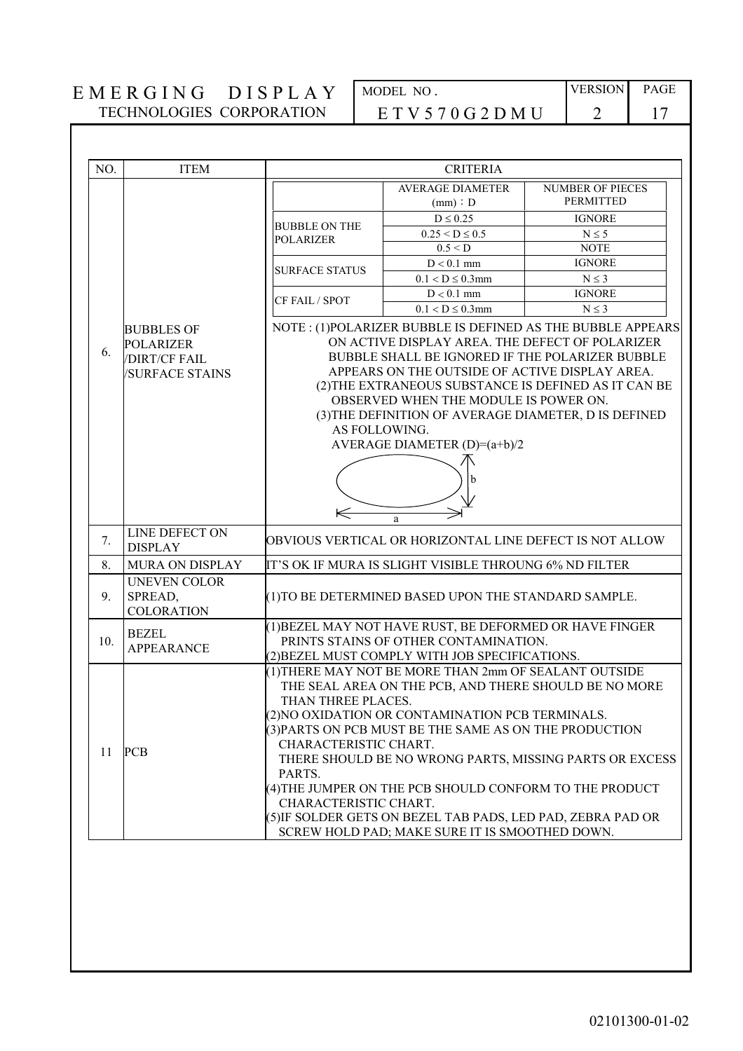| NO. | ITEM | CRITERIA |
|---|---|---|
| 6. | BUBBLES OF POLARIZER /DIRT/CF FAIL /SURFACE STAINS | (see table and notes below) |
| 7. | LINE DEFECT ON DISPLAY | OBVIOUS VERTICAL OR HORIZONTAL LINE DEFECT IS NOT ALLOW |
| 8. | MURA ON DISPLAY | IT'S OK IF MURA IS SLIGHT VISIBLE THROUNG 6% ND FILTER |
| 9. | UNEVEN COLOR SPREAD, COLORATION | (1)TO BE DETERMINED BASED UPON THE STANDARD SAMPLE. |
| 10. | BEZEL APPEARANCE | (1)BEZEL MAY NOT HAVE RUST, BE DEFORMED OR HAVE FINGER PRINTS STAINS OF OTHER CONTAMINATION. (2)BEZEL MUST COMPLY WITH JOB SPECIFICATIONS. |
| 11 | PCB | (1)THERE MAY NOT BE MORE THAN 2mm OF SEALANT OUTSIDE THE SEAL AREA ON THE PCB, AND THERE SHOULD BE NO MORE THAN THREE PLACES. (2)NO OXIDATION OR CONTAMINATION PCB TERMINALS. (3)PARTS ON PCB MUST BE THE SAME AS ON THE PRODUCTION CHARACTERISTIC CHART. THERE SHOULD BE NO WRONG PARTS, MISSING PARTS OR EXCESS PARTS. (4)THE JUMPER ON THE PCB SHOULD CONFORM TO THE PRODUCT CHARACTERISTIC CHART. (5)IF SOLDER GETS ON BEZEL TAB PADS, LED PAD, ZEBRA PAD OR SCREW HOLD PAD; MAKE SURE IT IS SMOOTHED DOWN. |

Criteria for item 6:

| | AVERAGE DIAMETER (mm)：D | NUMBER OF PIECES PERMITTED |
|---|---|---|
| BUBBLE ON THE POLARIZER | $D \leq 0.25$ | IGNORE |
| | $0.25 < D \leq 0.5$ | $N \leq 5$ |
| | $0.5 < D$ | NOTE |
| SURFACE STATUS | $D < 0.1$ mm | IGNORE |
| | $0.1 < D \leq 0.3$mm | $N \leq 3$ |
| CF FAIL / SPOT | $D < 0.1$ mm | IGNORE |
| | $0.1 < D \leq 0.3$mm | $N \leq 3$ |

NOTE : (1)POLARIZER BUBBLE IS DEFINED AS THE BUBBLE APPEARS ON ACTIVE DISPLAY AREA. THE DEFECT OF POLARIZER BUBBLE SHALL BE IGNORED IF THE POLARIZER BUBBLE APPEARS ON THE OUTSIDE OF ACTIVE DISPLAY AREA.

(2)THE EXTRANEOUS SUBSTANCE IS DEFINED AS IT CAN BE OBSERVED WHEN THE MODULE IS POWER ON.

(3)THE DEFINITION OF AVERAGE DIAMETER, D IS DEFINED AS FOLLOWING.

AVERAGE DIAMETER (D)=(a+b)/2

a b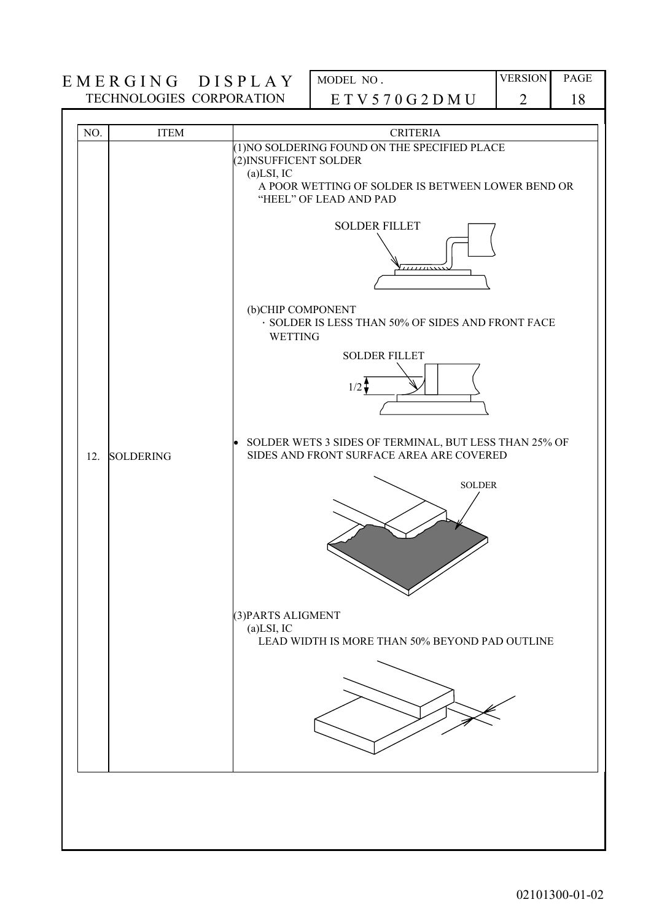| NO. | ITEM | CRITERIA |
| --- | --- | --- |
| 12. | SOLDERING | (1)NO SOLDERING FOUND ON THE SPECIFIED PLACE<br>(2)INSUFFICENT SOLDER<br>(a)LSI, IC<br>A POOR WETTING OF SOLDER IS BETWEEN LOWER BEND OR "HEEL" OF LEAD AND PAD<br>SOLDER FILLET<br><br>(b)CHIP COMPONENT<br>· SOLDER IS LESS THAN 50% OF SIDES AND FRONT FACE WETTING<br>SOLDER FILLET<br>1/2<br><br>• SOLDER WETS 3 SIDES OF TERMINAL, BUT LESS THAN 25% OF SIDES AND FRONT SURFACE AREA ARE COVERED<br>SOLDER<br><br>(3)PARTS ALIGMENT<br>(a)LSI, IC<br>LEAD WIDTH IS MORE THAN 50% BEYOND PAD OUTLINE |

02101300-01-02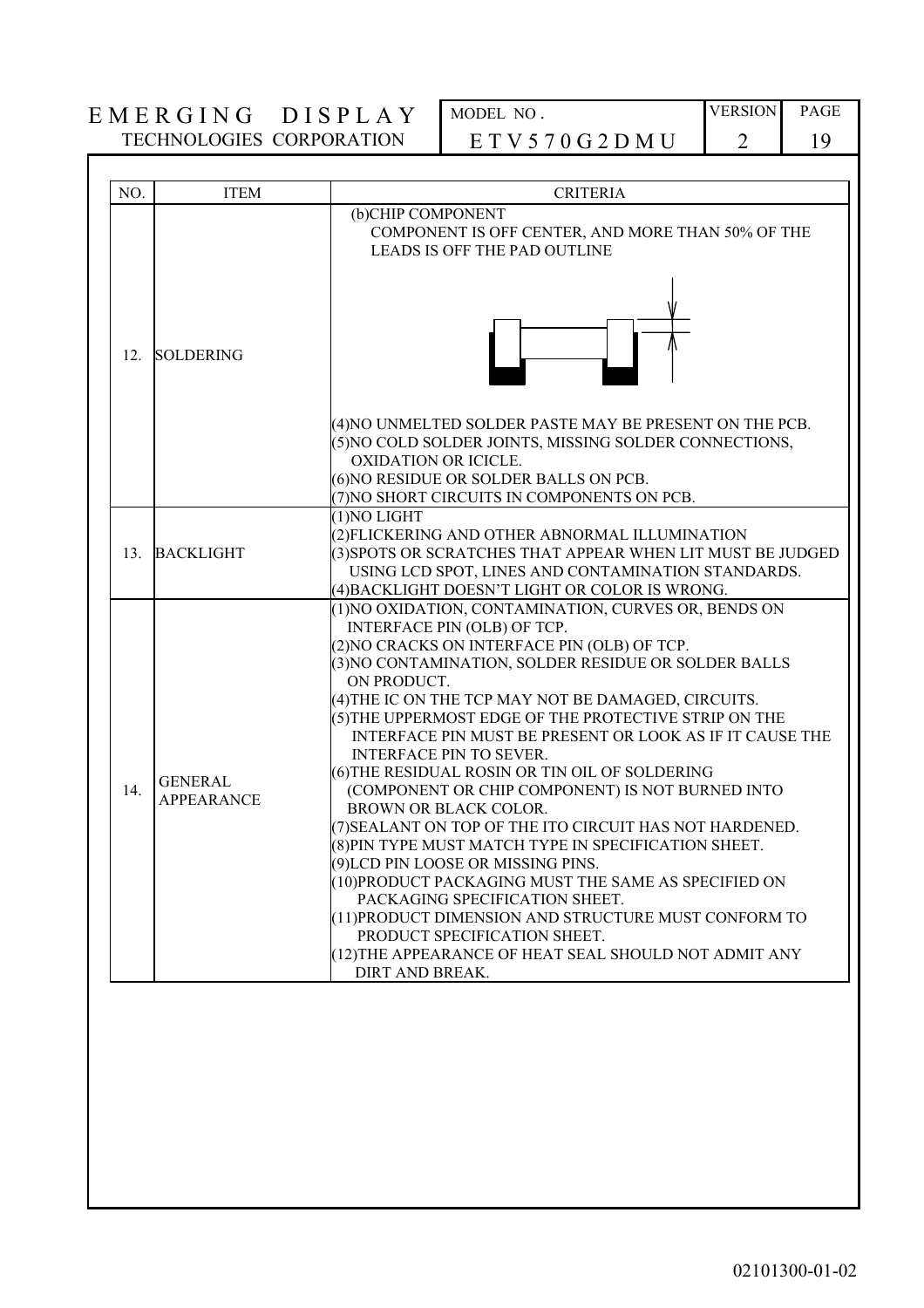| NO. | ITEM | CRITERIA |
| --- | --- | --- |
| 12. | SOLDERING | (b)CHIP COMPONENT<br>COMPONENT IS OFF CENTER, AND MORE THAN 50% OF THE LEADS IS OFF THE PAD OUTLINE<br><br>(4)NO UNMELTED SOLDER PASTE MAY BE PRESENT ON THE PCB.<br>(5)NO COLD SOLDER JOINTS, MISSING SOLDER CONNECTIONS, OXIDATION OR ICICLE.<br>(6)NO RESIDUE OR SOLDER BALLS ON PCB.<br>(7)NO SHORT CIRCUITS IN COMPONENTS ON PCB. |
| 13. | BACKLIGHT | (1)NO LIGHT<br>(2)FLICKERING AND OTHER ABNORMAL ILLUMINATION<br>(3)SPOTS OR SCRATCHES THAT APPEAR WHEN LIT MUST BE JUDGED USING LCD SPOT, LINES AND CONTAMINATION STANDARDS.<br>(4)BACKLIGHT DOESN'T LIGHT OR COLOR IS WRONG. |
| 14. | GENERAL APPEARANCE | (1)NO OXIDATION, CONTAMINATION, CURVES OR, BENDS ON INTERFACE PIN (OLB) OF TCP.<br>(2)NO CRACKS ON INTERFACE PIN (OLB) OF TCP.<br>(3)NO CONTAMINATION, SOLDER RESIDUE OR SOLDER BALLS ON PRODUCT.<br>(4)THE IC ON THE TCP MAY NOT BE DAMAGED, CIRCUITS.<br>(5)THE UPPERMOST EDGE OF THE PROTECTIVE STRIP ON THE INTERFACE PIN MUST BE PRESENT OR LOOK AS IF IT CAUSE THE INTERFACE PIN TO SEVER.<br>(6)THE RESIDUAL ROSIN OR TIN OIL OF SOLDERING (COMPONENT OR CHIP COMPONENT) IS NOT BURNED INTO BROWN OR BLACK COLOR.<br>(7)SEALANT ON TOP OF THE ITO CIRCUIT HAS NOT HARDENED.<br>(8)PIN TYPE MUST MATCH TYPE IN SPECIFICATION SHEET.<br>(9)LCD PIN LOOSE OR MISSING PINS.<br>(10)PRODUCT PACKAGING MUST THE SAME AS SPECIFIED ON PACKAGING SPECIFICATION SHEET.<br>(11)PRODUCT DIMENSION AND STRUCTURE MUST CONFORM TO PRODUCT SPECIFICATION SHEET.<br>(12)THE APPEARANCE OF HEAT SEAL SHOULD NOT ADMIT ANY DIRT AND BREAK. |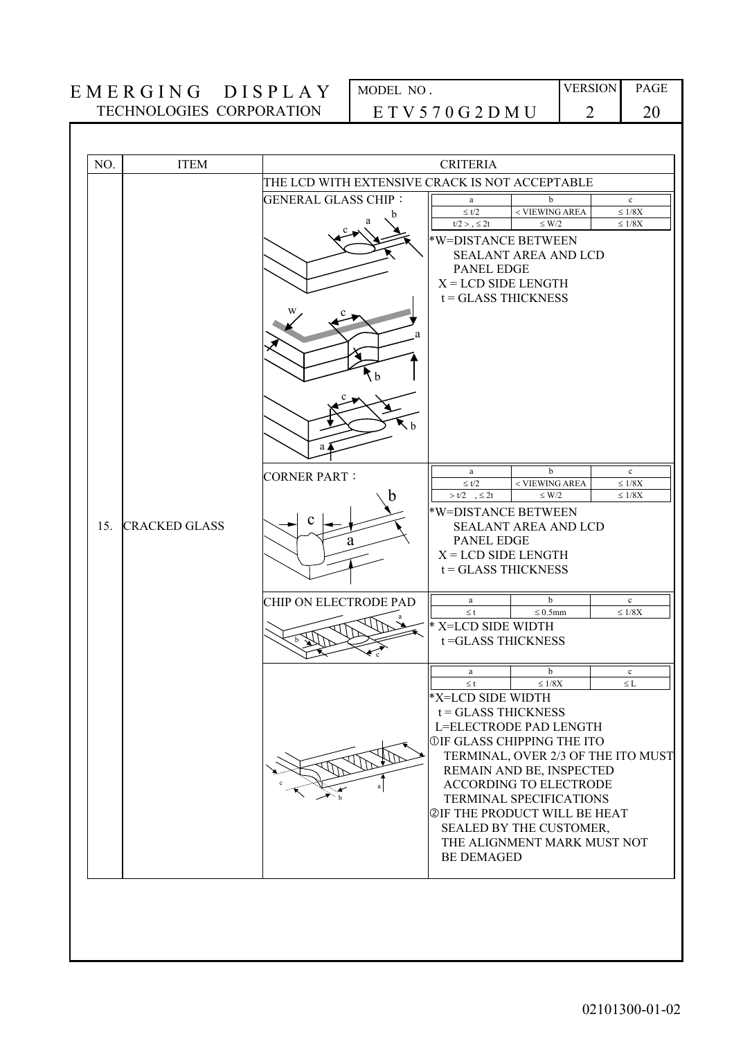| NO. | ITEM | CRITERIA | | | |
|---|---|---|---|---|---|
| 15. | CRACKED GLASS | THE LCD WITH EXTENSIVE CRACK IS NOT ACCEPTABLE | | | |
| | | GENERAL GLASS CHIP： | a | b | c |
| | | | ≤ t/2 | < VIEWING AREA | ≤ 1/8X |
| | | | t/2 >, ≤ 2t | ≤ W/2 | ≤ 1/8X |
| | | | *W=DISTANCE BETWEEN SEALANT AREA AND LCD PANEL EDGE<br>X = LCD SIDE LENGTH<br>t = GLASS THICKNESS | | |
| | | CORNER PART： | a | b | c |
| | | | ≤ t/2 | < VIEWING AREA | ≤ 1/8X |
| | | | > t/2 , ≤ 2t | ≤ W/2 | ≤ 1/8X |
| | | | *W=DISTANCE BETWEEN SEALANT AREA AND LCD PANEL EDGE<br>X = LCD SIDE LENGTH<br>t = GLASS THICKNESS | | |
| | | CHIP ON ELECTRODE PAD | a | b | c |
| | | | ≤ t | ≤ 0.5mm | ≤ 1/8X |
| | | | * X=LCD SIDE WIDTH<br>t =GLASS THICKNESS | | |
| | | | a | b | c |
| | | | ≤ t | ≤ 1/8X | ≤ L |
| | | | *X=LCD SIDE WIDTH<br>t = GLASS THICKNESS<br>L=ELECTRODE PAD LENGTH<br>①IF GLASS CHIPPING THE ITO TERMINAL, OVER 2/3 OF THE ITO MUST REMAIN AND BE, INSPECTED ACCORDING TO ELECTRODE TERMINAL SPECIFICATIONS<br>②IF THE PRODUCT WILL BE HEAT SEALED BY THE CUSTOMER, THE ALIGNMENT MARK MUST NOT BE DEMAGED | | |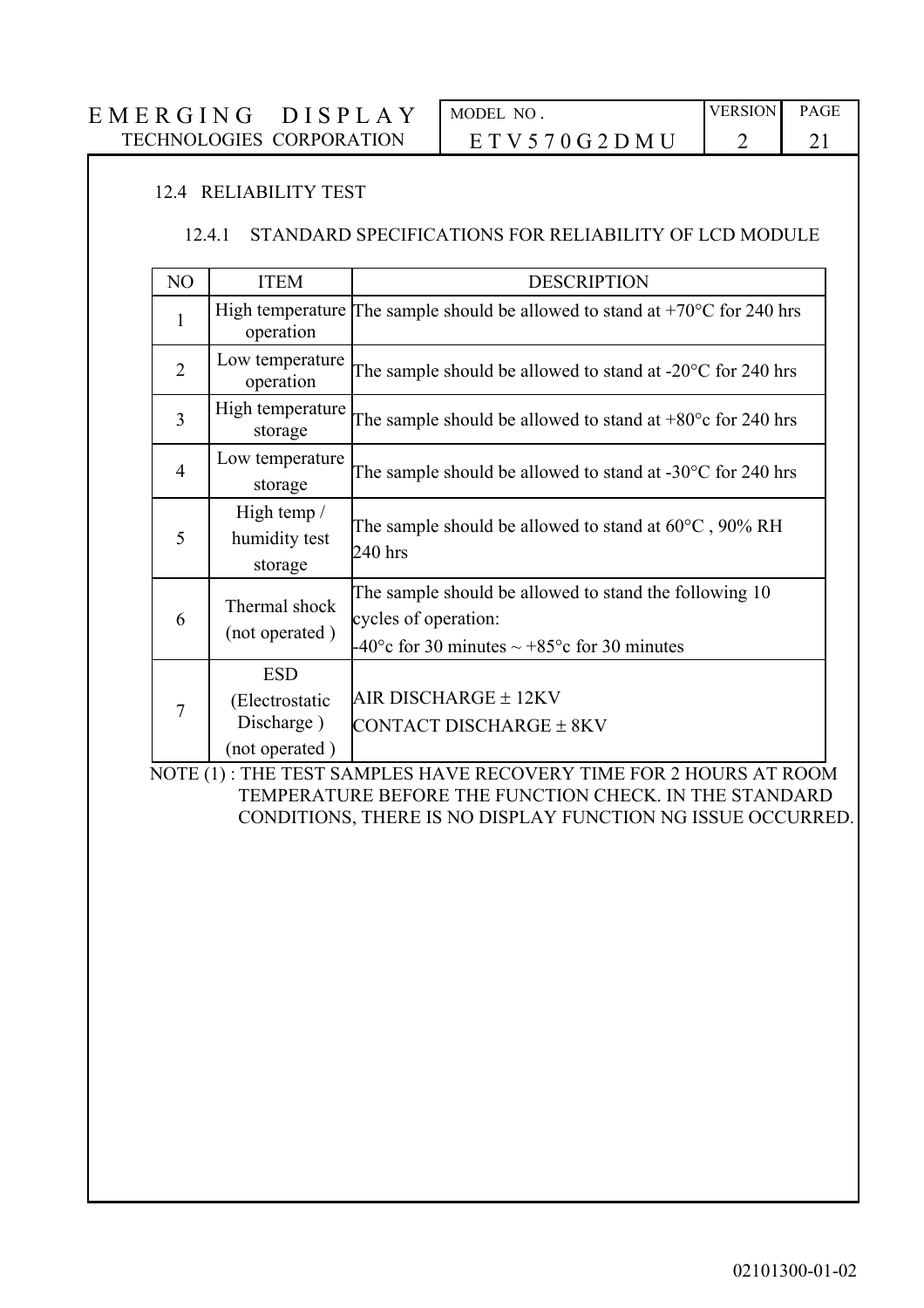## 12.4 RELIABILITY TEST

### 12.4.1 STANDARD SPECIFICATIONS FOR RELIABILITY OF LCD MODULE

| NO | ITEM | DESCRIPTION |
|---|---|---|
| 1 | High temperature operation | The sample should be allowed to stand at +70°C for 240 hrs |
| 2 | Low temperature operation | The sample should be allowed to stand at -20°C for 240 hrs |
| 3 | High temperature storage | The sample should be allowed to stand at +80°c for 240 hrs |
| 4 | Low temperature storage | The sample should be allowed to stand at -30°C for 240 hrs |
| 5 | High temp / humidity test storage | The sample should be allowed to stand at 60°C , 90% RH 240 hrs |
| 6 | Thermal shock (not operated ) | The sample should be allowed to stand the following 10 cycles of operation: -40°c for 30 minutes ~ +85°c for 30 minutes |
| 7 | ESD (Electrostatic Discharge ) (not operated ) | AIR DISCHARGE ± 12KV<br>CONTACT DISCHARGE ± 8KV |

NOTE (1) : THE TEST SAMPLES HAVE RECOVERY TIME FOR 2 HOURS AT ROOM TEMPERATURE BEFORE THE FUNCTION CHECK. IN THE STANDARD CONDITIONS, THERE IS NO DISPLAY FUNCTION NG ISSUE OCCURRED.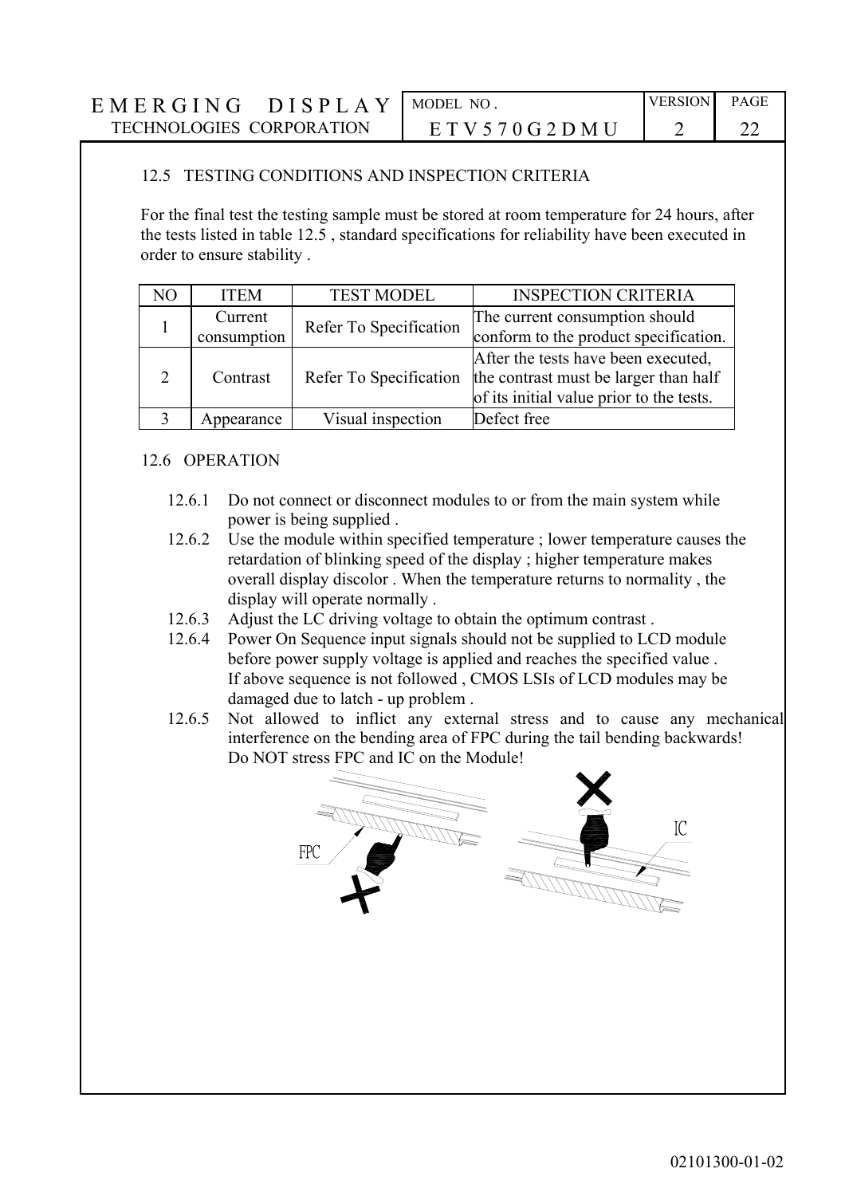### 12.5 TESTING CONDITIONS AND INSPECTION CRITERIA

For the final test the testing sample must be stored at room temperature for 24 hours, after the tests listed in table 12.5 , standard specifications for reliability have been executed in order to ensure stability .

| NO | ITEM | TEST MODEL | INSPECTION CRITERIA |
|---|---|---|---|
| 1 | Current consumption | Refer To Specification | The current consumption should conform to the product specification. |
| 2 | Contrast | Refer To Specification | After the tests have been executed, the contrast must be larger than half of its initial value prior to the tests. |
| 3 | Appearance | Visual inspection | Defect free |

### 12.6 OPERATION

- 12.6.1 Do not connect or disconnect modules to or from the main system while power is being supplied .
- 12.6.2 Use the module within specified temperature ; lower temperature causes the retardation of blinking speed of the display ; higher temperature makes overall display discolor . When the temperature returns to normality , the display will operate normally .
- 12.6.3 Adjust the LC driving voltage to obtain the optimum contrast .
- 12.6.4 Power On Sequence input signals should not be supplied to LCD module before power supply voltage is applied and reaches the specified value . If above sequence is not followed , CMOS LSIs of LCD modules may be damaged due to latch - up problem .
- 12.6.5 Not allowed to inflict any external stress and to cause any mechanical interference on the bending area of FPC during the tail bending backwards! Do NOT stress FPC and IC on the Module!

FPC

IC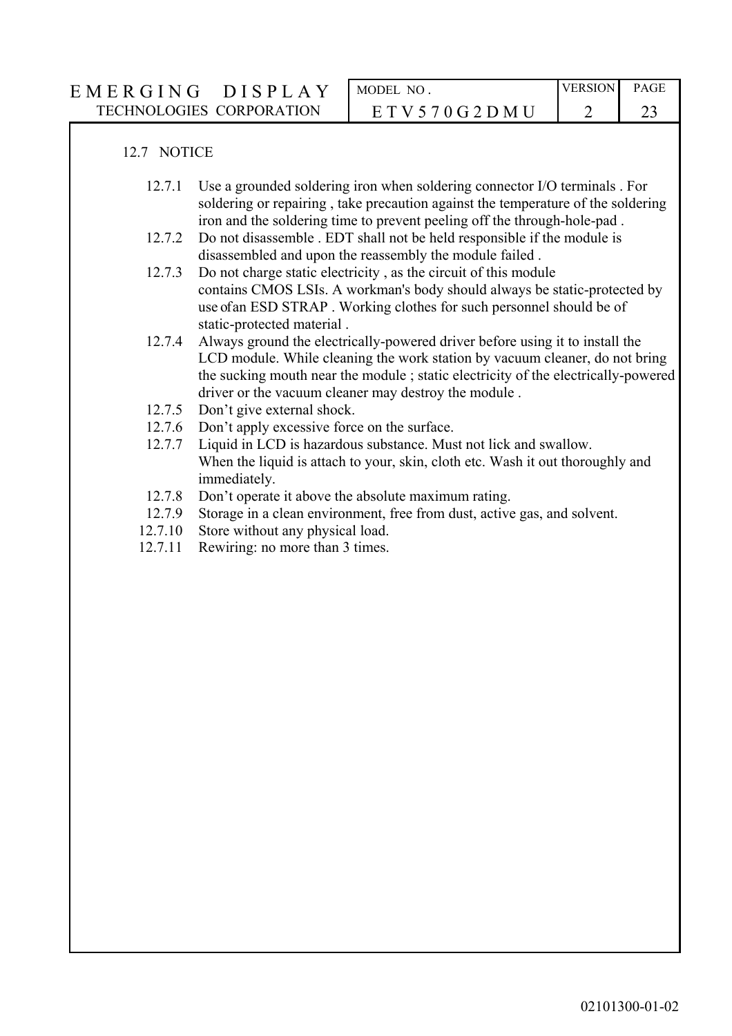### 12.7 NOTICE

12.7.1 Use a grounded soldering iron when soldering connector I/O terminals . For soldering or repairing , take precaution against the temperature of the soldering iron and the soldering time to prevent peeling off the through-hole-pad .

12.7.2 Do not disassemble . EDT shall not be held responsible if the module is disassembled and upon the reassembly the module failed .

12.7.3 Do not charge static electricity , as the circuit of this module contains CMOS LSIs. A workman's body should always be static-protected by use ofan ESD STRAP . Working clothes for such personnel should be of static-protected material .

12.7.4 Always ground the electrically-powered driver before using it to install the LCD module. While cleaning the work station by vacuum cleaner, do not bring the sucking mouth near the module ; static electricity of the electrically-powered driver or the vacuum cleaner may destroy the module .

12.7.5 Don't give external shock.

12.7.6 Don't apply excessive force on the surface.

12.7.7 Liquid in LCD is hazardous substance. Must not lick and swallow. When the liquid is attach to your, skin, cloth etc. Wash it out thoroughly and immediately.

12.7.8 Don't operate it above the absolute maximum rating.

12.7.9 Storage in a clean environment, free from dust, active gas, and solvent.

12.7.10 Store without any physical load.

12.7.11 Rewiring: no more than 3 times.